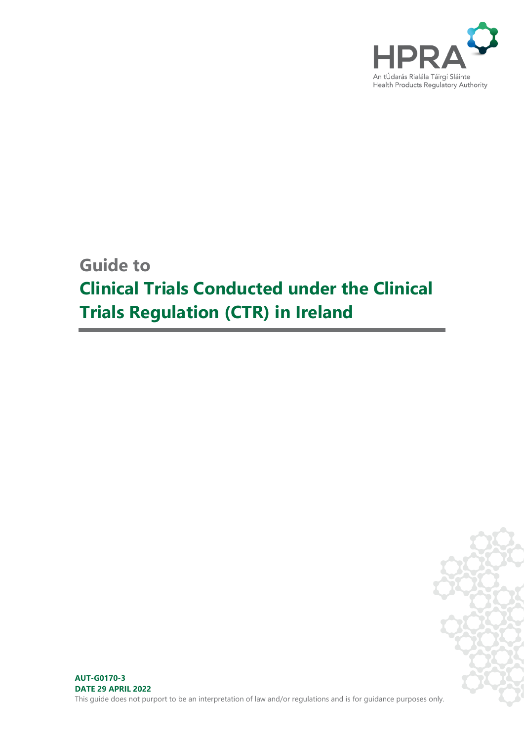HPRA

An tÚdarás Rialála Táirgí Sláinte
Health Products Regulatory Authority

# Guide to
# Clinical Trials Conducted under the Clinical Trials Regulation (CTR) in Ireland

**AUT-G0170-3**
**DATE 29 APRIL 2022**

This guide does not purport to be an interpretation of law and/or regulations and is for guidance purposes only.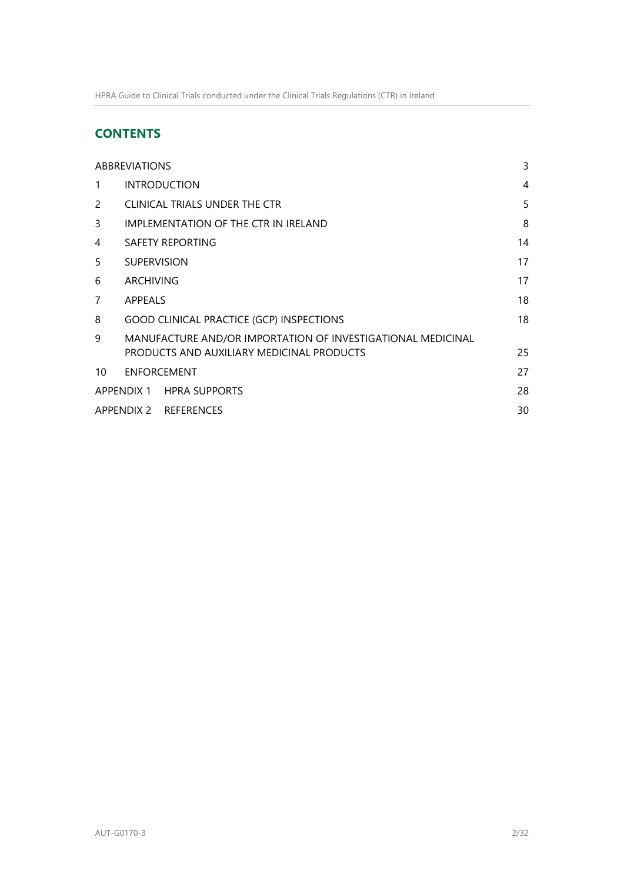## CONTENTS

| | | |
|---|---|---|
| ABBREVIATIONS | | 3 |
| 1 | INTRODUCTION | 4 |
| 2 | CLINICAL TRIALS UNDER THE CTR | 5 |
| 3 | IMPLEMENTATION OF THE CTR IN IRELAND | 8 |
| 4 | SAFETY REPORTING | 14 |
| 5 | SUPERVISION | 17 |
| 6 | ARCHIVING | 17 |
| 7 | APPEALS | 18 |
| 8 | GOOD CLINICAL PRACTICE (GCP) INSPECTIONS | 18 |
| 9 | MANUFACTURE AND/OR IMPORTATION OF INVESTIGATIONAL MEDICINAL PRODUCTS AND AUXILIARY MEDICINAL PRODUCTS | 25 |
| 10 | ENFORCEMENT | 27 |
| APPENDIX 1 | HPRA SUPPORTS | 28 |
| APPENDIX 2 | REFERENCES | 30 |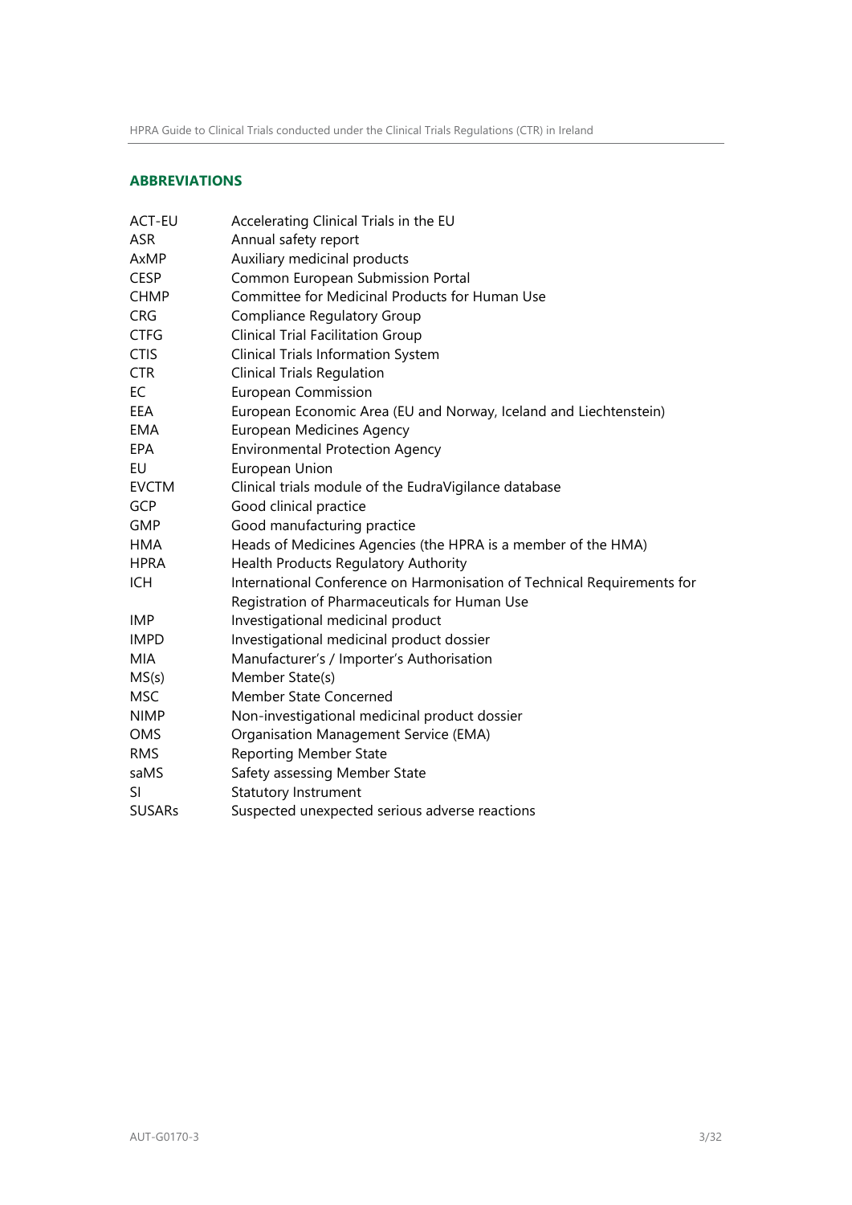## ABBREVIATIONS

| | |
|---|---|
| ACT-EU | Accelerating Clinical Trials in the EU |
| ASR | Annual safety report |
| AxMP | Auxiliary medicinal products |
| CESP | Common European Submission Portal |
| CHMP | Committee for Medicinal Products for Human Use |
| CRG | Compliance Regulatory Group |
| CTFG | Clinical Trial Facilitation Group |
| CTIS | Clinical Trials Information System |
| CTR | Clinical Trials Regulation |
| EC | European Commission |
| EEA | European Economic Area (EU and Norway, Iceland and Liechtenstein) |
| EMA | European Medicines Agency |
| EPA | Environmental Protection Agency |
| EU | European Union |
| EVCTM | Clinical trials module of the EudraVigilance database |
| GCP | Good clinical practice |
| GMP | Good manufacturing practice |
| HMA | Heads of Medicines Agencies (the HPRA is a member of the HMA) |
| HPRA | Health Products Regulatory Authority |
| ICH | International Conference on Harmonisation of Technical Requirements for Registration of Pharmaceuticals for Human Use |
| IMP | Investigational medicinal product |
| IMPD | Investigational medicinal product dossier |
| MIA | Manufacturer's / Importer's Authorisation |
| MS(s) | Member State(s) |
| MSC | Member State Concerned |
| NIMP | Non-investigational medicinal product dossier |
| OMS | Organisation Management Service (EMA) |
| RMS | Reporting Member State |
| saMS | Safety assessing Member State |
| SI | Statutory Instrument |
| SUSARs | Suspected unexpected serious adverse reactions |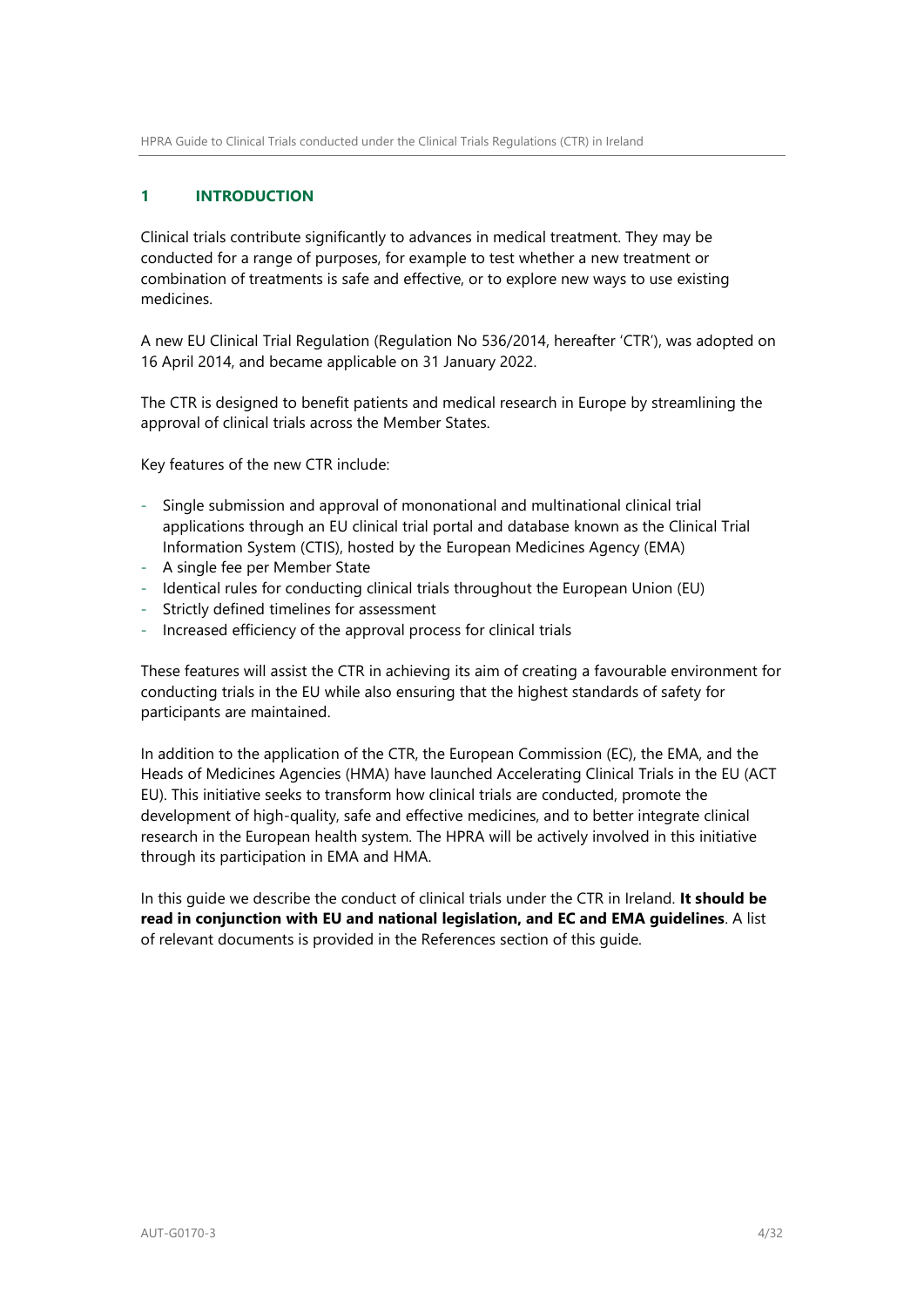## 1 INTRODUCTION

Clinical trials contribute significantly to advances in medical treatment. They may be conducted for a range of purposes, for example to test whether a new treatment or combination of treatments is safe and effective, or to explore new ways to use existing medicines.

A new EU Clinical Trial Regulation (Regulation No 536/2014, hereafter 'CTR'), was adopted on 16 April 2014, and became applicable on 31 January 2022.

The CTR is designed to benefit patients and medical research in Europe by streamlining the approval of clinical trials across the Member States.

Key features of the new CTR include:

- Single submission and approval of mononational and multinational clinical trial applications through an EU clinical trial portal and database known as the Clinical Trial Information System (CTIS), hosted by the European Medicines Agency (EMA)
- A single fee per Member State
- Identical rules for conducting clinical trials throughout the European Union (EU)
- Strictly defined timelines for assessment
- Increased efficiency of the approval process for clinical trials

These features will assist the CTR in achieving its aim of creating a favourable environment for conducting trials in the EU while also ensuring that the highest standards of safety for participants are maintained.

In addition to the application of the CTR, the European Commission (EC), the EMA, and the Heads of Medicines Agencies (HMA) have launched Accelerating Clinical Trials in the EU (ACT EU). This initiative seeks to transform how clinical trials are conducted, promote the development of high-quality, safe and effective medicines, and to better integrate clinical research in the European health system. The HPRA will be actively involved in this initiative through its participation in EMA and HMA.

In this guide we describe the conduct of clinical trials under the CTR in Ireland. **It should be read in conjunction with EU and national legislation, and EC and EMA guidelines**. A list of relevant documents is provided in the References section of this guide.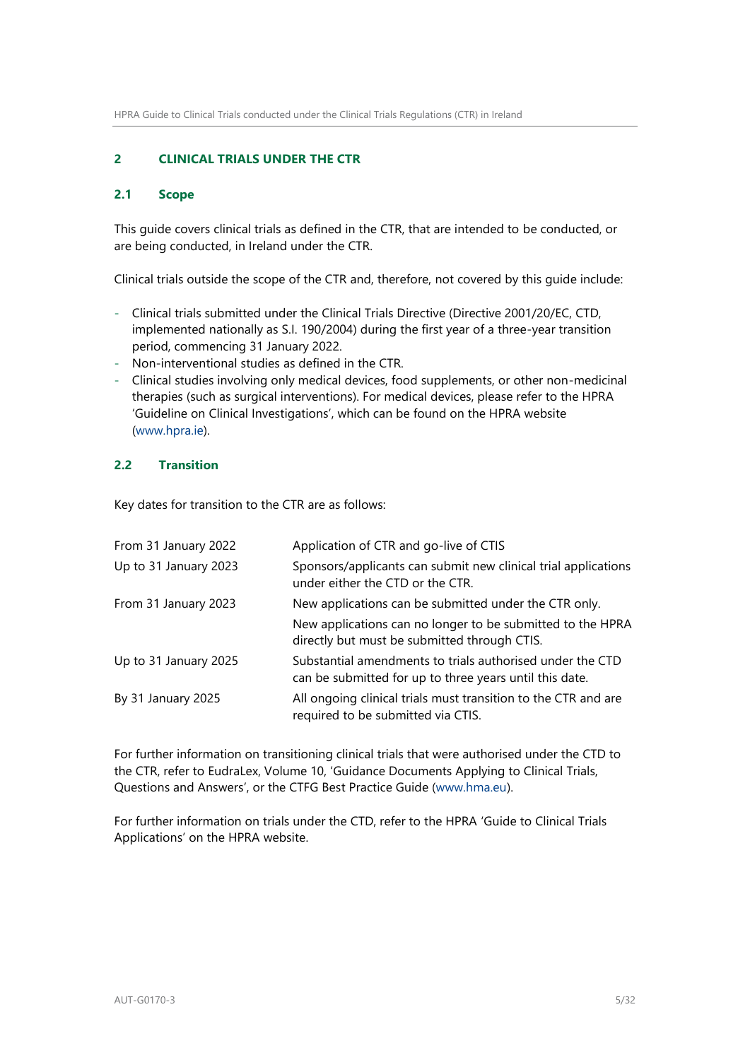## 2 CLINICAL TRIALS UNDER THE CTR

### 2.1 Scope

This guide covers clinical trials as defined in the CTR, that are intended to be conducted, or are being conducted, in Ireland under the CTR.

Clinical trials outside the scope of the CTR and, therefore, not covered by this guide include:

- Clinical trials submitted under the Clinical Trials Directive (Directive 2001/20/EC, CTD, implemented nationally as S.I. 190/2004) during the first year of a three-year transition period, commencing 31 January 2022.
- Non-interventional studies as defined in the CTR.
- Clinical studies involving only medical devices, food supplements, or other non-medicinal therapies (such as surgical interventions). For medical devices, please refer to the HPRA 'Guideline on Clinical Investigations', which can be found on the HPRA website (www.hpra.ie).

### 2.2 Transition

Key dates for transition to the CTR are as follows:

| | |
|---|---|
| From 31 January 2022 | Application of CTR and go-live of CTIS |
| Up to 31 January 2023 | Sponsors/applicants can submit new clinical trial applications under either the CTD or the CTR. |
| From 31 January 2023 | New applications can be submitted under the CTR only. |
| | New applications can no longer to be submitted to the HPRA directly but must be submitted through CTIS. |
| Up to 31 January 2025 | Substantial amendments to trials authorised under the CTD can be submitted for up to three years until this date. |
| By 31 January 2025 | All ongoing clinical trials must transition to the CTR and are required to be submitted via CTIS. |

For further information on transitioning clinical trials that were authorised under the CTD to the CTR, refer to EudraLex, Volume 10, 'Guidance Documents Applying to Clinical Trials, Questions and Answers', or the CTFG Best Practice Guide (www.hma.eu).

For further information on trials under the CTD, refer to the HPRA 'Guide to Clinical Trials Applications' on the HPRA website.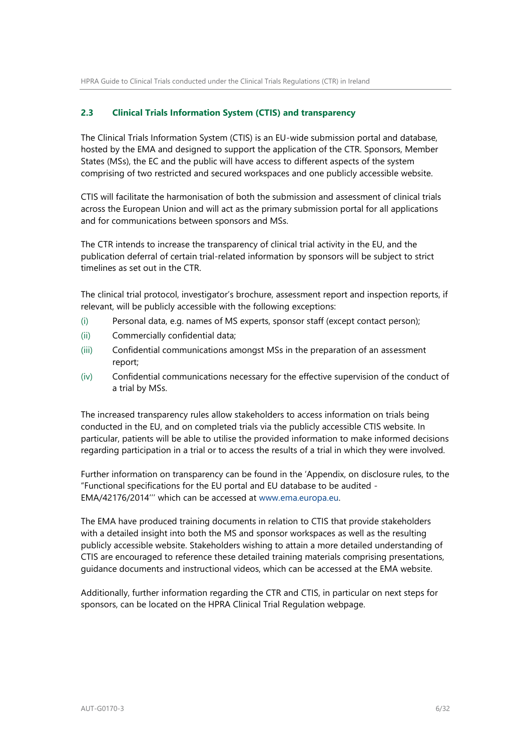## 2.3 Clinical Trials Information System (CTIS) and transparency

The Clinical Trials Information System (CTIS) is an EU-wide submission portal and database, hosted by the EMA and designed to support the application of the CTR. Sponsors, Member States (MSs), the EC and the public will have access to different aspects of the system comprising of two restricted and secured workspaces and one publicly accessible website.

CTIS will facilitate the harmonisation of both the submission and assessment of clinical trials across the European Union and will act as the primary submission portal for all applications and for communications between sponsors and MSs.

The CTR intends to increase the transparency of clinical trial activity in the EU, and the publication deferral of certain trial-related information by sponsors will be subject to strict timelines as set out in the CTR.

The clinical trial protocol, investigator's brochure, assessment report and inspection reports, if relevant, will be publicly accessible with the following exceptions:

(i) Personal data, e.g. names of MS experts, sponsor staff (except contact person);

(ii) Commercially confidential data;

(iii) Confidential communications amongst MSs in the preparation of an assessment report;

(iv) Confidential communications necessary for the effective supervision of the conduct of a trial by MSs.

The increased transparency rules allow stakeholders to access information on trials being conducted in the EU, and on completed trials via the publicly accessible CTIS website. In particular, patients will be able to utilise the provided information to make informed decisions regarding participation in a trial or to access the results of a trial in which they were involved.

Further information on transparency can be found in the 'Appendix, on disclosure rules, to the "Functional specifications for the EU portal and EU database to be audited - EMA/42176/2014"' which can be accessed at www.ema.europa.eu.

The EMA have produced training documents in relation to CTIS that provide stakeholders with a detailed insight into both the MS and sponsor workspaces as well as the resulting publicly accessible website. Stakeholders wishing to attain a more detailed understanding of CTIS are encouraged to reference these detailed training materials comprising presentations, guidance documents and instructional videos, which can be accessed at the EMA website.

Additionally, further information regarding the CTR and CTIS, in particular on next steps for sponsors, can be located on the HPRA Clinical Trial Regulation webpage.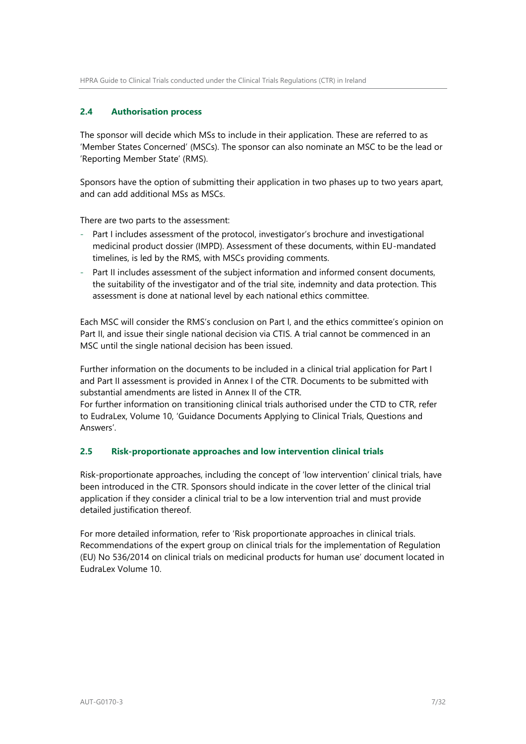### 2.4 Authorisation process

The sponsor will decide which MSs to include in their application. These are referred to as 'Member States Concerned' (MSCs). The sponsor can also nominate an MSC to be the lead or 'Reporting Member State' (RMS).

Sponsors have the option of submitting their application in two phases up to two years apart, and can add additional MSs as MSCs.

There are two parts to the assessment:

- Part I includes assessment of the protocol, investigator's brochure and investigational medicinal product dossier (IMPD). Assessment of these documents, within EU-mandated timelines, is led by the RMS, with MSCs providing comments.
- Part II includes assessment of the subject information and informed consent documents, the suitability of the investigator and of the trial site, indemnity and data protection. This assessment is done at national level by each national ethics committee.

Each MSC will consider the RMS's conclusion on Part I, and the ethics committee's opinion on Part II, and issue their single national decision via CTIS. A trial cannot be commenced in an MSC until the single national decision has been issued.

Further information on the documents to be included in a clinical trial application for Part I and Part II assessment is provided in Annex I of the CTR. Documents to be submitted with substantial amendments are listed in Annex II of the CTR.
For further information on transitioning clinical trials authorised under the CTD to CTR, refer to EudraLex, Volume 10, 'Guidance Documents Applying to Clinical Trials, Questions and Answers'.

### 2.5 Risk-proportionate approaches and low intervention clinical trials

Risk-proportionate approaches, including the concept of 'low intervention' clinical trials, have been introduced in the CTR. Sponsors should indicate in the cover letter of the clinical trial application if they consider a clinical trial to be a low intervention trial and must provide detailed justification thereof.

For more detailed information, refer to 'Risk proportionate approaches in clinical trials. Recommendations of the expert group on clinical trials for the implementation of Regulation (EU) No 536/2014 on clinical trials on medicinal products for human use' document located in EudraLex Volume 10.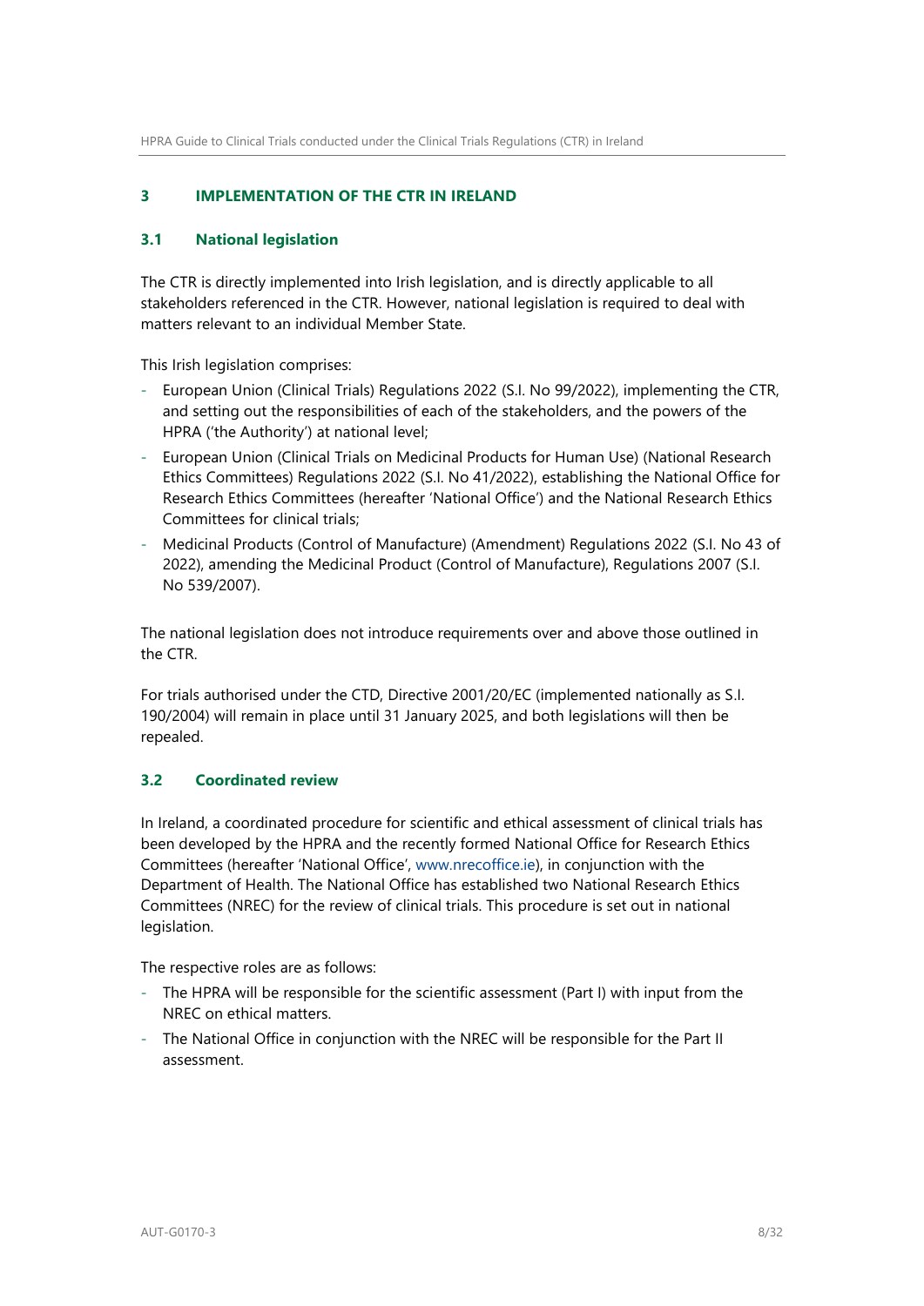## 3 IMPLEMENTATION OF THE CTR IN IRELAND

### 3.1 National legislation

The CTR is directly implemented into Irish legislation, and is directly applicable to all stakeholders referenced in the CTR. However, national legislation is required to deal with matters relevant to an individual Member State.

This Irish legislation comprises:

- European Union (Clinical Trials) Regulations 2022 (S.I. No 99/2022), implementing the CTR, and setting out the responsibilities of each of the stakeholders, and the powers of the HPRA ('the Authority') at national level;
- European Union (Clinical Trials on Medicinal Products for Human Use) (National Research Ethics Committees) Regulations 2022 (S.I. No 41/2022), establishing the National Office for Research Ethics Committees (hereafter 'National Office') and the National Research Ethics Committees for clinical trials;
- Medicinal Products (Control of Manufacture) (Amendment) Regulations 2022 (S.I. No 43 of 2022), amending the Medicinal Product (Control of Manufacture), Regulations 2007 (S.I. No 539/2007).

The national legislation does not introduce requirements over and above those outlined in the CTR.

For trials authorised under the CTD, Directive 2001/20/EC (implemented nationally as S.I. 190/2004) will remain in place until 31 January 2025, and both legislations will then be repealed.

### 3.2 Coordinated review

In Ireland, a coordinated procedure for scientific and ethical assessment of clinical trials has been developed by the HPRA and the recently formed National Office for Research Ethics Committees (hereafter 'National Office', www.nrecoffice.ie), in conjunction with the Department of Health. The National Office has established two National Research Ethics Committees (NREC) for the review of clinical trials. This procedure is set out in national legislation.

The respective roles are as follows:

- The HPRA will be responsible for the scientific assessment (Part I) with input from the NREC on ethical matters.
- The National Office in conjunction with the NREC will be responsible for the Part II assessment.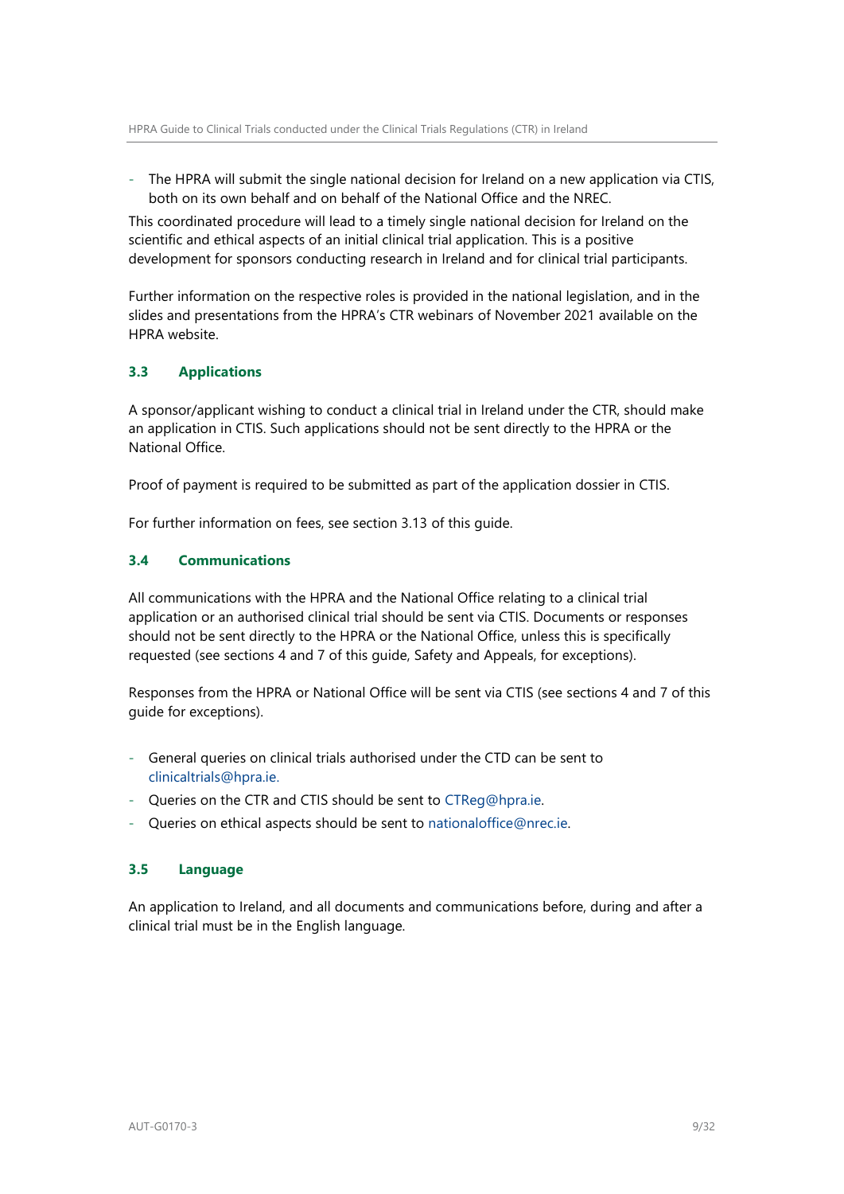- The HPRA will submit the single national decision for Ireland on a new application via CTIS, both on its own behalf and on behalf of the National Office and the NREC.

This coordinated procedure will lead to a timely single national decision for Ireland on the scientific and ethical aspects of an initial clinical trial application. This is a positive development for sponsors conducting research in Ireland and for clinical trial participants.

Further information on the respective roles is provided in the national legislation, and in the slides and presentations from the HPRA's CTR webinars of November 2021 available on the HPRA website.

### 3.3 Applications

A sponsor/applicant wishing to conduct a clinical trial in Ireland under the CTR, should make an application in CTIS. Such applications should not be sent directly to the HPRA or the National Office.

Proof of payment is required to be submitted as part of the application dossier in CTIS.

For further information on fees, see section 3.13 of this guide.

### 3.4 Communications

All communications with the HPRA and the National Office relating to a clinical trial application or an authorised clinical trial should be sent via CTIS. Documents or responses should not be sent directly to the HPRA or the National Office, unless this is specifically requested (see sections 4 and 7 of this guide, Safety and Appeals, for exceptions).

Responses from the HPRA or National Office will be sent via CTIS (see sections 4 and 7 of this guide for exceptions).

- General queries on clinical trials authorised under the CTD can be sent to clinicaltrials@hpra.ie.
- Queries on the CTR and CTIS should be sent to CTReg@hpra.ie.
- Queries on ethical aspects should be sent to nationaloffice@nrec.ie.

### 3.5 Language

An application to Ireland, and all documents and communications before, during and after a clinical trial must be in the English language.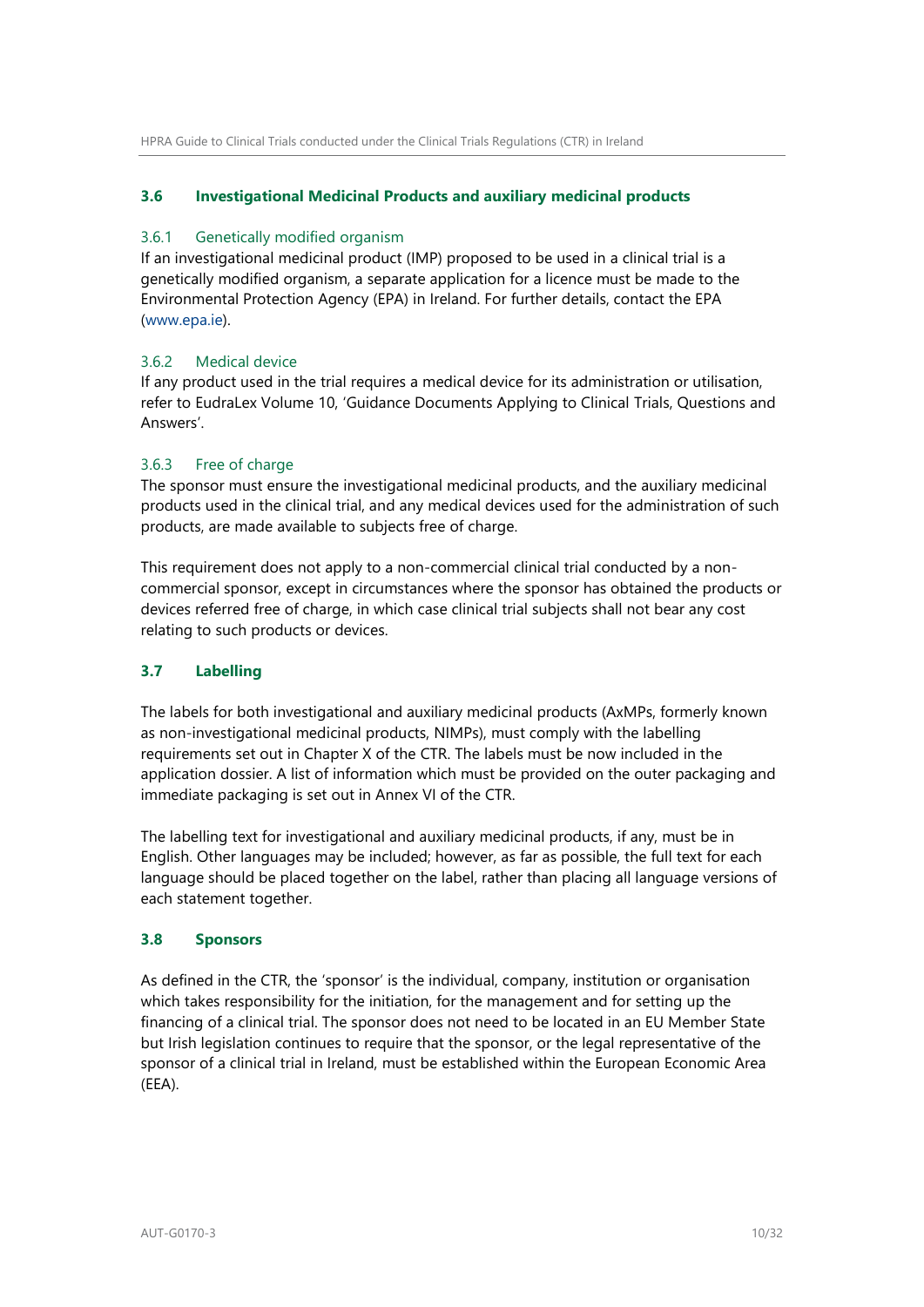### 3.6 Investigational Medicinal Products and auxiliary medicinal products

#### 3.6.1 Genetically modified organism

If an investigational medicinal product (IMP) proposed to be used in a clinical trial is a genetically modified organism, a separate application for a licence must be made to the Environmental Protection Agency (EPA) in Ireland. For further details, contact the EPA (www.epa.ie).

#### 3.6.2 Medical device

If any product used in the trial requires a medical device for its administration or utilisation, refer to EudraLex Volume 10, 'Guidance Documents Applying to Clinical Trials, Questions and Answers'.

#### 3.6.3 Free of charge

The sponsor must ensure the investigational medicinal products, and the auxiliary medicinal products used in the clinical trial, and any medical devices used for the administration of such products, are made available to subjects free of charge.

This requirement does not apply to a non-commercial clinical trial conducted by a non-commercial sponsor, except in circumstances where the sponsor has obtained the products or devices referred free of charge, in which case clinical trial subjects shall not bear any cost relating to such products or devices.

### 3.7 Labelling

The labels for both investigational and auxiliary medicinal products (AxMPs, formerly known as non-investigational medicinal products, NIMPs), must comply with the labelling requirements set out in Chapter X of the CTR. The labels must be now included in the application dossier. A list of information which must be provided on the outer packaging and immediate packaging is set out in Annex VI of the CTR.

The labelling text for investigational and auxiliary medicinal products, if any, must be in English. Other languages may be included; however, as far as possible, the full text for each language should be placed together on the label, rather than placing all language versions of each statement together.

### 3.8 Sponsors

As defined in the CTR, the 'sponsor' is the individual, company, institution or organisation which takes responsibility for the initiation, for the management and for setting up the financing of a clinical trial. The sponsor does not need to be located in an EU Member State but Irish legislation continues to require that the sponsor, or the legal representative of the sponsor of a clinical trial in Ireland, must be established within the European Economic Area (EEA).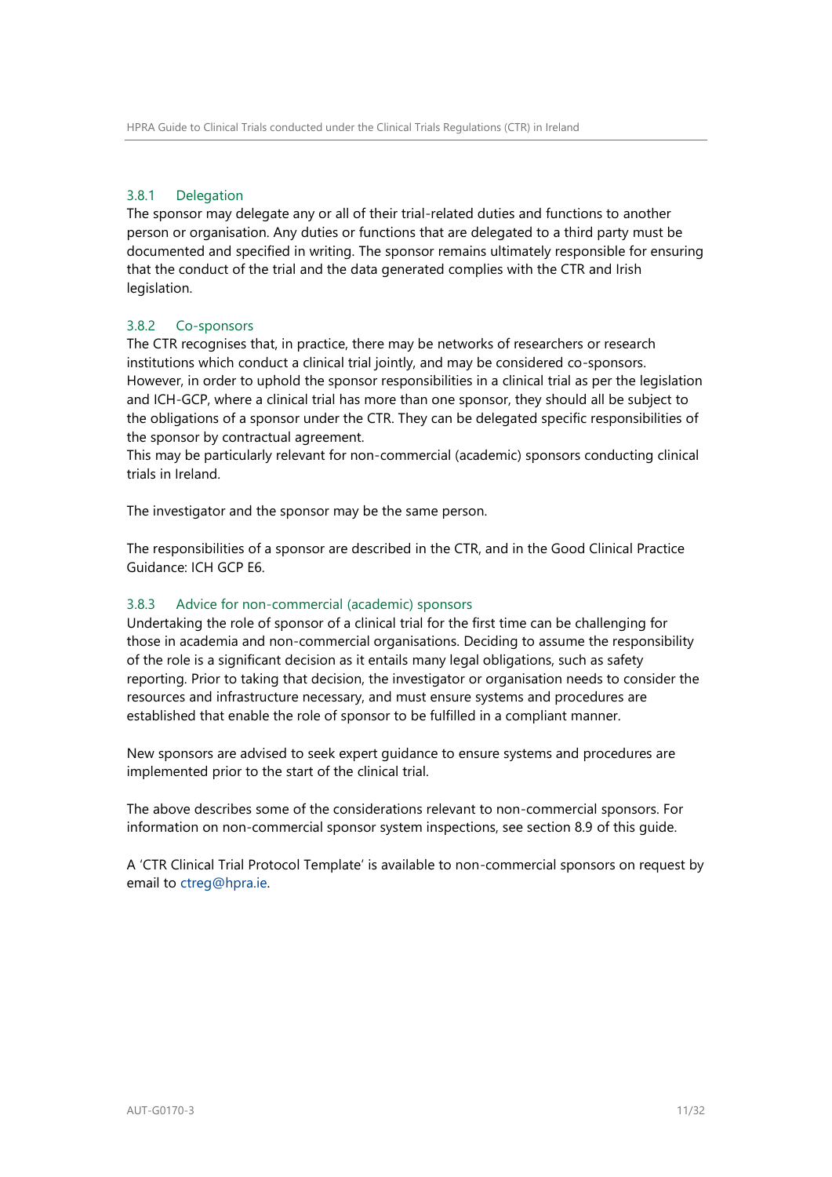### 3.8.1 Delegation

The sponsor may delegate any or all of their trial-related duties and functions to another person or organisation. Any duties or functions that are delegated to a third party must be documented and specified in writing. The sponsor remains ultimately responsible for ensuring that the conduct of the trial and the data generated complies with the CTR and Irish legislation.

### 3.8.2 Co-sponsors

The CTR recognises that, in practice, there may be networks of researchers or research institutions which conduct a clinical trial jointly, and may be considered co-sponsors. However, in order to uphold the sponsor responsibilities in a clinical trial as per the legislation and ICH-GCP, where a clinical trial has more than one sponsor, they should all be subject to the obligations of a sponsor under the CTR. They can be delegated specific responsibilities of the sponsor by contractual agreement.
This may be particularly relevant for non-commercial (academic) sponsors conducting clinical trials in Ireland.

The investigator and the sponsor may be the same person.

The responsibilities of a sponsor are described in the CTR, and in the Good Clinical Practice Guidance: ICH GCP E6.

### 3.8.3 Advice for non-commercial (academic) sponsors

Undertaking the role of sponsor of a clinical trial for the first time can be challenging for those in academia and non-commercial organisations. Deciding to assume the responsibility of the role is a significant decision as it entails many legal obligations, such as safety reporting. Prior to taking that decision, the investigator or organisation needs to consider the resources and infrastructure necessary, and must ensure systems and procedures are established that enable the role of sponsor to be fulfilled in a compliant manner.

New sponsors are advised to seek expert guidance to ensure systems and procedures are implemented prior to the start of the clinical trial.

The above describes some of the considerations relevant to non-commercial sponsors. For information on non-commercial sponsor system inspections, see section 8.9 of this guide.

A 'CTR Clinical Trial Protocol Template' is available to non-commercial sponsors on request by email to ctreg@hpra.ie.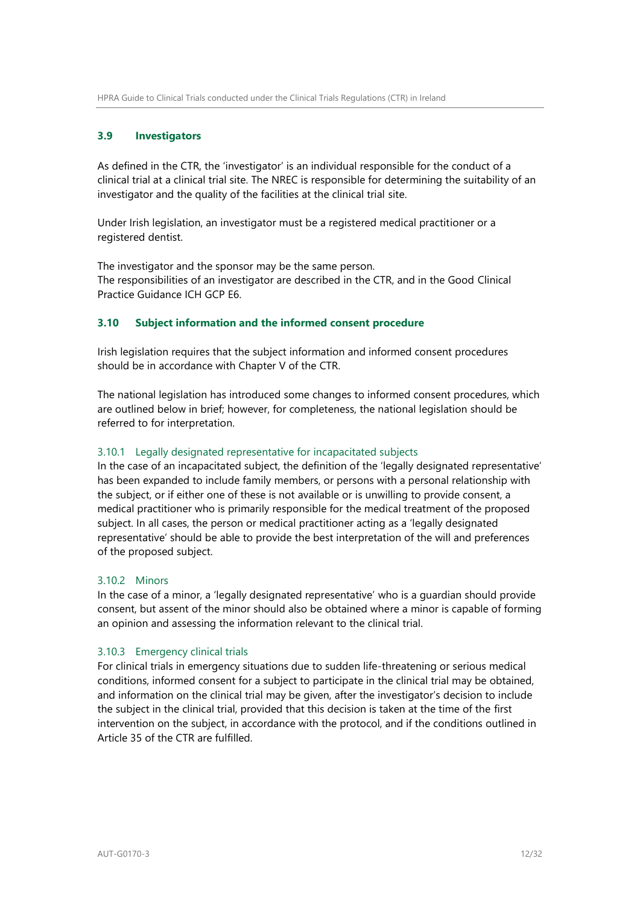## 3.9 Investigators

As defined in the CTR, the 'investigator' is an individual responsible for the conduct of a clinical trial at a clinical trial site. The NREC is responsible for determining the suitability of an investigator and the quality of the facilities at the clinical trial site.

Under Irish legislation, an investigator must be a registered medical practitioner or a registered dentist.

The investigator and the sponsor may be the same person.
The responsibilities of an investigator are described in the CTR, and in the Good Clinical Practice Guidance ICH GCP E6.

## 3.10 Subject information and the informed consent procedure

Irish legislation requires that the subject information and informed consent procedures should be in accordance with Chapter V of the CTR.

The national legislation has introduced some changes to informed consent procedures, which are outlined below in brief; however, for completeness, the national legislation should be referred to for interpretation.

### 3.10.1 Legally designated representative for incapacitated subjects

In the case of an incapacitated subject, the definition of the 'legally designated representative' has been expanded to include family members, or persons with a personal relationship with the subject, or if either one of these is not available or is unwilling to provide consent, a medical practitioner who is primarily responsible for the medical treatment of the proposed subject. In all cases, the person or medical practitioner acting as a 'legally designated representative' should be able to provide the best interpretation of the will and preferences of the proposed subject.

### 3.10.2 Minors

In the case of a minor, a 'legally designated representative' who is a guardian should provide consent, but assent of the minor should also be obtained where a minor is capable of forming an opinion and assessing the information relevant to the clinical trial.

### 3.10.3 Emergency clinical trials

For clinical trials in emergency situations due to sudden life-threatening or serious medical conditions, informed consent for a subject to participate in the clinical trial may be obtained, and information on the clinical trial may be given, after the investigator's decision to include the subject in the clinical trial, provided that this decision is taken at the time of the first intervention on the subject, in accordance with the protocol, and if the conditions outlined in Article 35 of the CTR are fulfilled.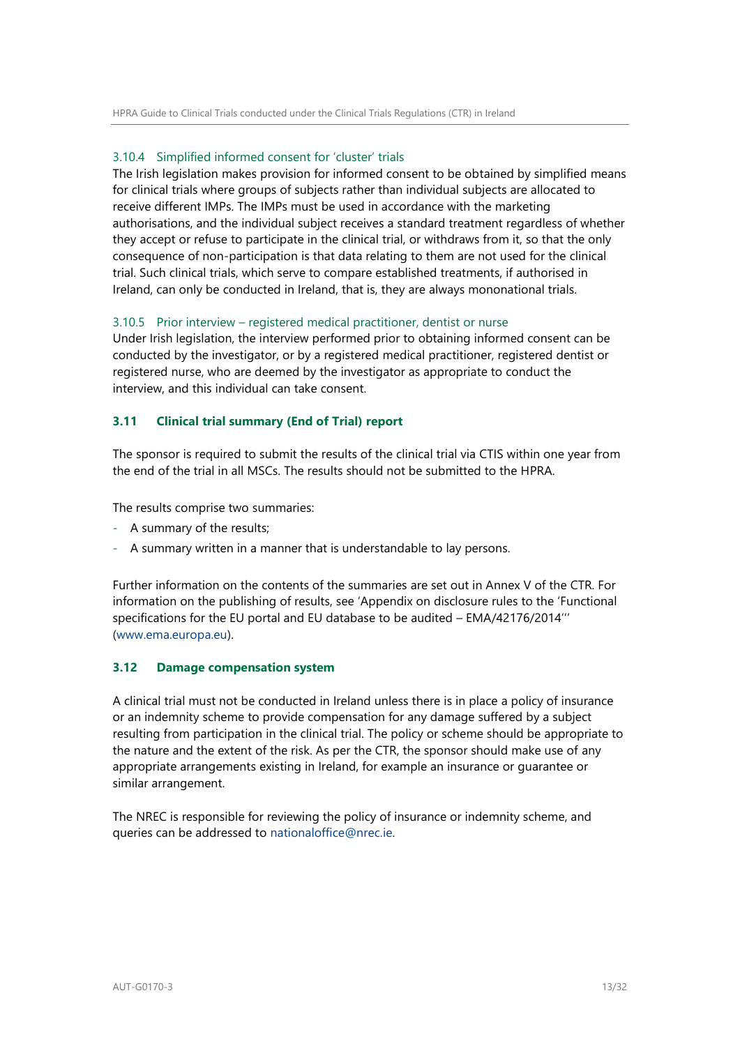#### 3.10.4 Simplified informed consent for 'cluster' trials

The Irish legislation makes provision for informed consent to be obtained by simplified means for clinical trials where groups of subjects rather than individual subjects are allocated to receive different IMPs. The IMPs must be used in accordance with the marketing authorisations, and the individual subject receives a standard treatment regardless of whether they accept or refuse to participate in the clinical trial, or withdraws from it, so that the only consequence of non-participation is that data relating to them are not used for the clinical trial. Such clinical trials, which serve to compare established treatments, if authorised in Ireland, can only be conducted in Ireland, that is, they are always mononational trials.

#### 3.10.5 Prior interview – registered medical practitioner, dentist or nurse

Under Irish legislation, the interview performed prior to obtaining informed consent can be conducted by the investigator, or by a registered medical practitioner, registered dentist or registered nurse, who are deemed by the investigator as appropriate to conduct the interview, and this individual can take consent.

### 3.11 Clinical trial summary (End of Trial) report

The sponsor is required to submit the results of the clinical trial via CTIS within one year from the end of the trial in all MSCs. The results should not be submitted to the HPRA.

The results comprise two summaries:

- A summary of the results;
- A summary written in a manner that is understandable to lay persons.

Further information on the contents of the summaries are set out in Annex V of the CTR. For information on the publishing of results, see 'Appendix on disclosure rules to the 'Functional specifications for the EU portal and EU database to be audited – EMA/42176/2014''' (www.ema.europa.eu).

### 3.12 Damage compensation system

A clinical trial must not be conducted in Ireland unless there is in place a policy of insurance or an indemnity scheme to provide compensation for any damage suffered by a subject resulting from participation in the clinical trial. The policy or scheme should be appropriate to the nature and the extent of the risk. As per the CTR, the sponsor should make use of any appropriate arrangements existing in Ireland, for example an insurance or guarantee or similar arrangement.

The NREC is responsible for reviewing the policy of insurance or indemnity scheme, and queries can be addressed to nationaloffice@nrec.ie.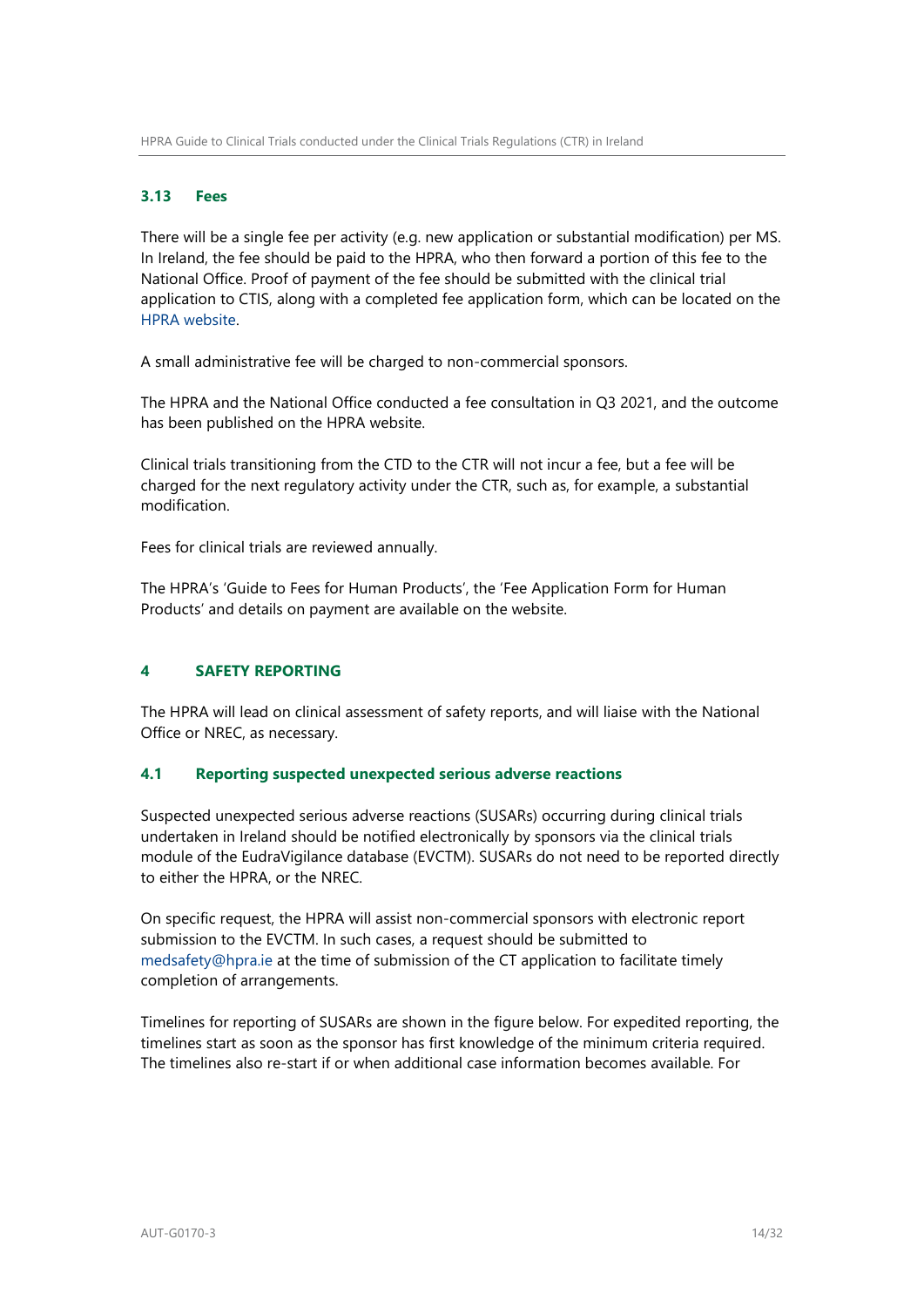### 3.13 Fees

There will be a single fee per activity (e.g. new application or substantial modification) per MS. In Ireland, the fee should be paid to the HPRA, who then forward a portion of this fee to the National Office. Proof of payment of the fee should be submitted with the clinical trial application to CTIS, along with a completed fee application form, which can be located on the HPRA website.

A small administrative fee will be charged to non-commercial sponsors.

The HPRA and the National Office conducted a fee consultation in Q3 2021, and the outcome has been published on the HPRA website.

Clinical trials transitioning from the CTD to the CTR will not incur a fee, but a fee will be charged for the next regulatory activity under the CTR, such as, for example, a substantial modification.

Fees for clinical trials are reviewed annually.

The HPRA's 'Guide to Fees for Human Products', the 'Fee Application Form for Human Products' and details on payment are available on the website.

## 4 SAFETY REPORTING

The HPRA will lead on clinical assessment of safety reports, and will liaise with the National Office or NREC, as necessary.

### 4.1 Reporting suspected unexpected serious adverse reactions

Suspected unexpected serious adverse reactions (SUSARs) occurring during clinical trials undertaken in Ireland should be notified electronically by sponsors via the clinical trials module of the EudraVigilance database (EVCTM). SUSARs do not need to be reported directly to either the HPRA, or the NREC.

On specific request, the HPRA will assist non-commercial sponsors with electronic report submission to the EVCTM. In such cases, a request should be submitted to medsafety@hpra.ie at the time of submission of the CT application to facilitate timely completion of arrangements.

Timelines for reporting of SUSARs are shown in the figure below. For expedited reporting, the timelines start as soon as the sponsor has first knowledge of the minimum criteria required. The timelines also re-start if or when additional case information becomes available. For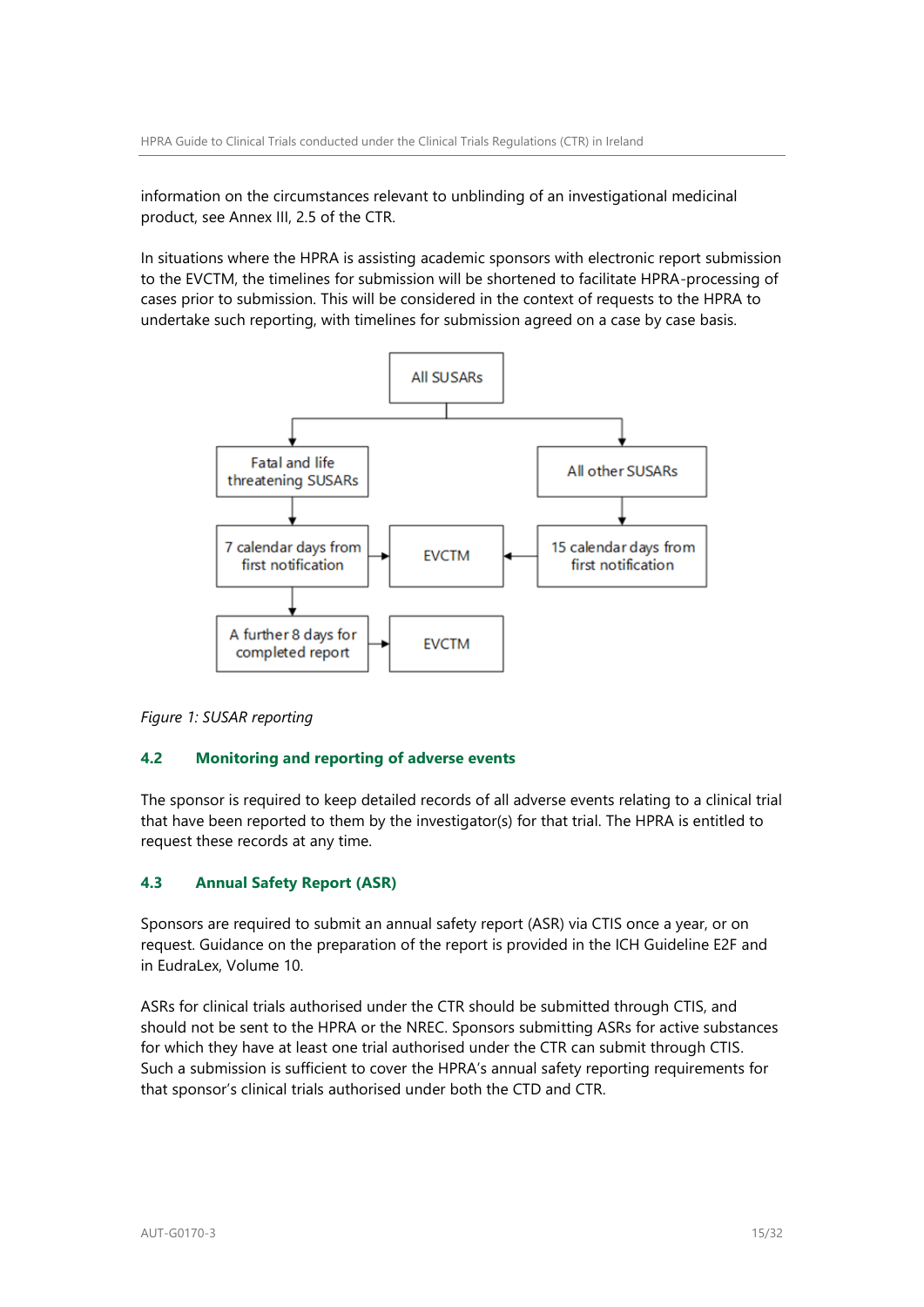information on the circumstances relevant to unblinding of an investigational medicinal product, see Annex III, 2.5 of the CTR.

In situations where the HPRA is assisting academic sponsors with electronic report submission to the EVCTM, the timelines for submission will be shortened to facilitate HPRA-processing of cases prior to submission. This will be considered in the context of requests to the HPRA to undertake such reporting, with timelines for submission agreed on a case by case basis.

All SUSARs

- Fatal and life threatening SUSARs → 7 calendar days from first notification → EVCTM
  - A further 8 days for completed report → EVCTM
- All other SUSARs → 15 calendar days from first notification → EVCTM

*Figure 1: SUSAR reporting*

### 4.2 Monitoring and reporting of adverse events

The sponsor is required to keep detailed records of all adverse events relating to a clinical trial that have been reported to them by the investigator(s) for that trial. The HPRA is entitled to request these records at any time.

### 4.3 Annual Safety Report (ASR)

Sponsors are required to submit an annual safety report (ASR) via CTIS once a year, or on request. Guidance on the preparation of the report is provided in the ICH Guideline E2F and in EudraLex, Volume 10.

ASRs for clinical trials authorised under the CTR should be submitted through CTIS, and should not be sent to the HPRA or the NREC. Sponsors submitting ASRs for active substances for which they have at least one trial authorised under the CTR can submit through CTIS. Such a submission is sufficient to cover the HPRA's annual safety reporting requirements for that sponsor's clinical trials authorised under both the CTD and CTR.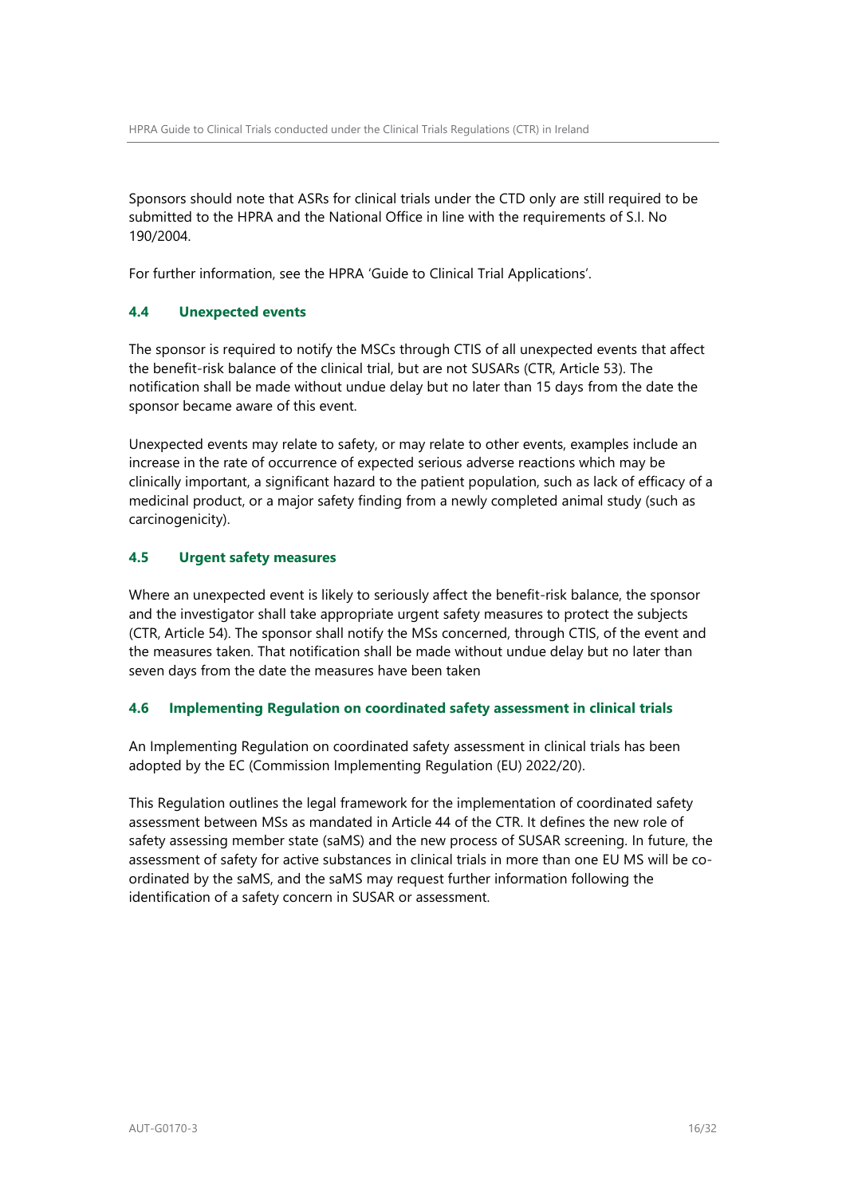Sponsors should note that ASRs for clinical trials under the CTD only are still required to be submitted to the HPRA and the National Office in line with the requirements of S.I. No 190/2004.

For further information, see the HPRA 'Guide to Clinical Trial Applications'.

### 4.4 Unexpected events

The sponsor is required to notify the MSCs through CTIS of all unexpected events that affect the benefit-risk balance of the clinical trial, but are not SUSARs (CTR, Article 53). The notification shall be made without undue delay but no later than 15 days from the date the sponsor became aware of this event.

Unexpected events may relate to safety, or may relate to other events, examples include an increase in the rate of occurrence of expected serious adverse reactions which may be clinically important, a significant hazard to the patient population, such as lack of efficacy of a medicinal product, or a major safety finding from a newly completed animal study (such as carcinogenicity).

### 4.5 Urgent safety measures

Where an unexpected event is likely to seriously affect the benefit-risk balance, the sponsor and the investigator shall take appropriate urgent safety measures to protect the subjects (CTR, Article 54). The sponsor shall notify the MSs concerned, through CTIS, of the event and the measures taken. That notification shall be made without undue delay but no later than seven days from the date the measures have been taken

### 4.6 Implementing Regulation on coordinated safety assessment in clinical trials

An Implementing Regulation on coordinated safety assessment in clinical trials has been adopted by the EC (Commission Implementing Regulation (EU) 2022/20).

This Regulation outlines the legal framework for the implementation of coordinated safety assessment between MSs as mandated in Article 44 of the CTR. It defines the new role of safety assessing member state (saMS) and the new process of SUSAR screening. In future, the assessment of safety for active substances in clinical trials in more than one EU MS will be co-ordinated by the saMS, and the saMS may request further information following the identification of a safety concern in SUSAR or assessment.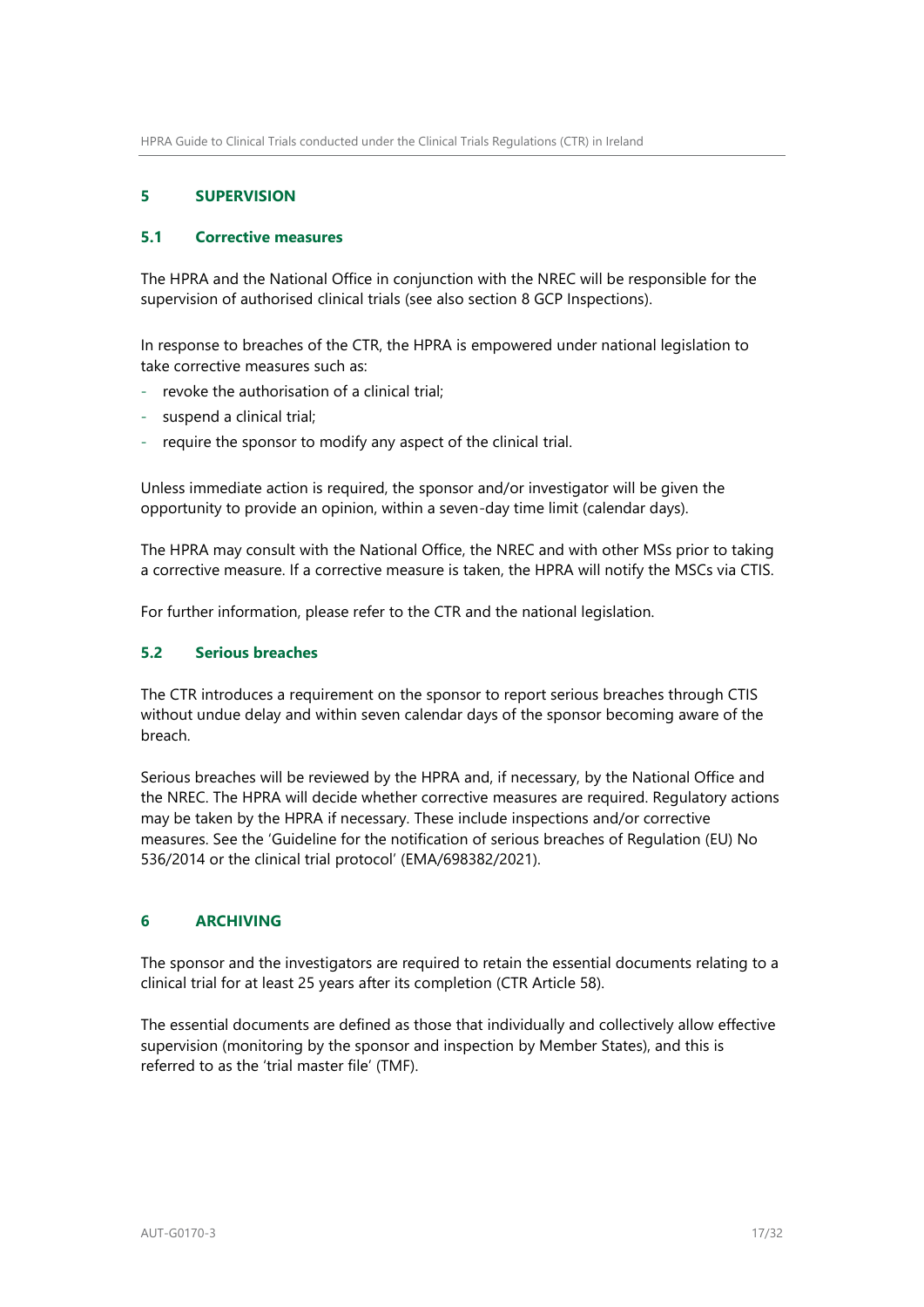## 5 SUPERVISION

### 5.1 Corrective measures

The HPRA and the National Office in conjunction with the NREC will be responsible for the supervision of authorised clinical trials (see also section 8 GCP Inspections).

In response to breaches of the CTR, the HPRA is empowered under national legislation to take corrective measures such as:

- revoke the authorisation of a clinical trial;
- suspend a clinical trial;
- require the sponsor to modify any aspect of the clinical trial.

Unless immediate action is required, the sponsor and/or investigator will be given the opportunity to provide an opinion, within a seven-day time limit (calendar days).

The HPRA may consult with the National Office, the NREC and with other MSs prior to taking a corrective measure. If a corrective measure is taken, the HPRA will notify the MSCs via CTIS.

For further information, please refer to the CTR and the national legislation.

### 5.2 Serious breaches

The CTR introduces a requirement on the sponsor to report serious breaches through CTIS without undue delay and within seven calendar days of the sponsor becoming aware of the breach.

Serious breaches will be reviewed by the HPRA and, if necessary, by the National Office and the NREC. The HPRA will decide whether corrective measures are required. Regulatory actions may be taken by the HPRA if necessary. These include inspections and/or corrective measures. See the 'Guideline for the notification of serious breaches of Regulation (EU) No 536/2014 or the clinical trial protocol' (EMA/698382/2021).

## 6 ARCHIVING

The sponsor and the investigators are required to retain the essential documents relating to a clinical trial for at least 25 years after its completion (CTR Article 58).

The essential documents are defined as those that individually and collectively allow effective supervision (monitoring by the sponsor and inspection by Member States), and this is referred to as the 'trial master file' (TMF).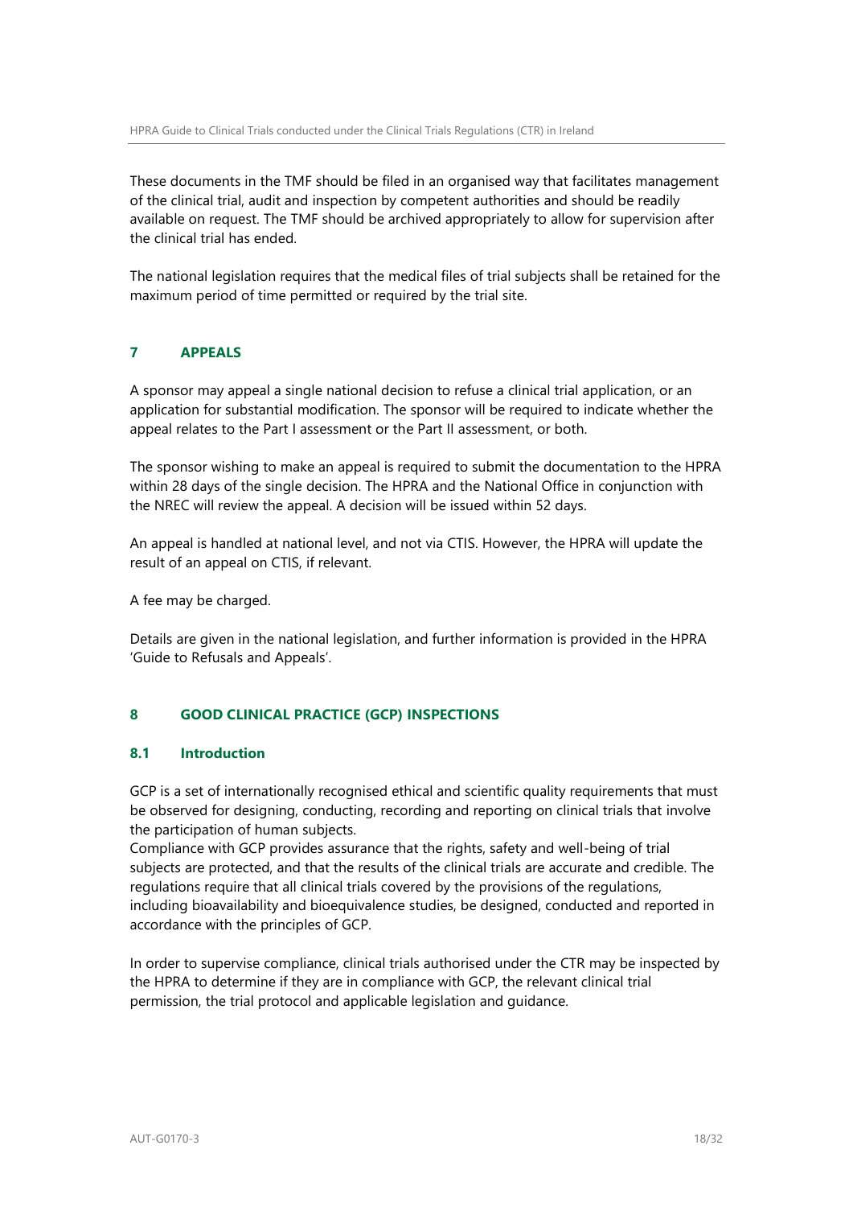These documents in the TMF should be filed in an organised way that facilitates management of the clinical trial, audit and inspection by competent authorities and should be readily available on request. The TMF should be archived appropriately to allow for supervision after the clinical trial has ended.

The national legislation requires that the medical files of trial subjects shall be retained for the maximum period of time permitted or required by the trial site.

## 7 APPEALS

A sponsor may appeal a single national decision to refuse a clinical trial application, or an application for substantial modification. The sponsor will be required to indicate whether the appeal relates to the Part I assessment or the Part II assessment, or both.

The sponsor wishing to make an appeal is required to submit the documentation to the HPRA within 28 days of the single decision. The HPRA and the National Office in conjunction with the NREC will review the appeal. A decision will be issued within 52 days.

An appeal is handled at national level, and not via CTIS. However, the HPRA will update the result of an appeal on CTIS, if relevant.

A fee may be charged.

Details are given in the national legislation, and further information is provided in the HPRA 'Guide to Refusals and Appeals'.

## 8 GOOD CLINICAL PRACTICE (GCP) INSPECTIONS

### 8.1 Introduction

GCP is a set of internationally recognised ethical and scientific quality requirements that must be observed for designing, conducting, recording and reporting on clinical trials that involve the participation of human subjects.
Compliance with GCP provides assurance that the rights, safety and well-being of trial subjects are protected, and that the results of the clinical trials are accurate and credible. The regulations require that all clinical trials covered by the provisions of the regulations, including bioavailability and bioequivalence studies, be designed, conducted and reported in accordance with the principles of GCP.

In order to supervise compliance, clinical trials authorised under the CTR may be inspected by the HPRA to determine if they are in compliance with GCP, the relevant clinical trial permission, the trial protocol and applicable legislation and guidance.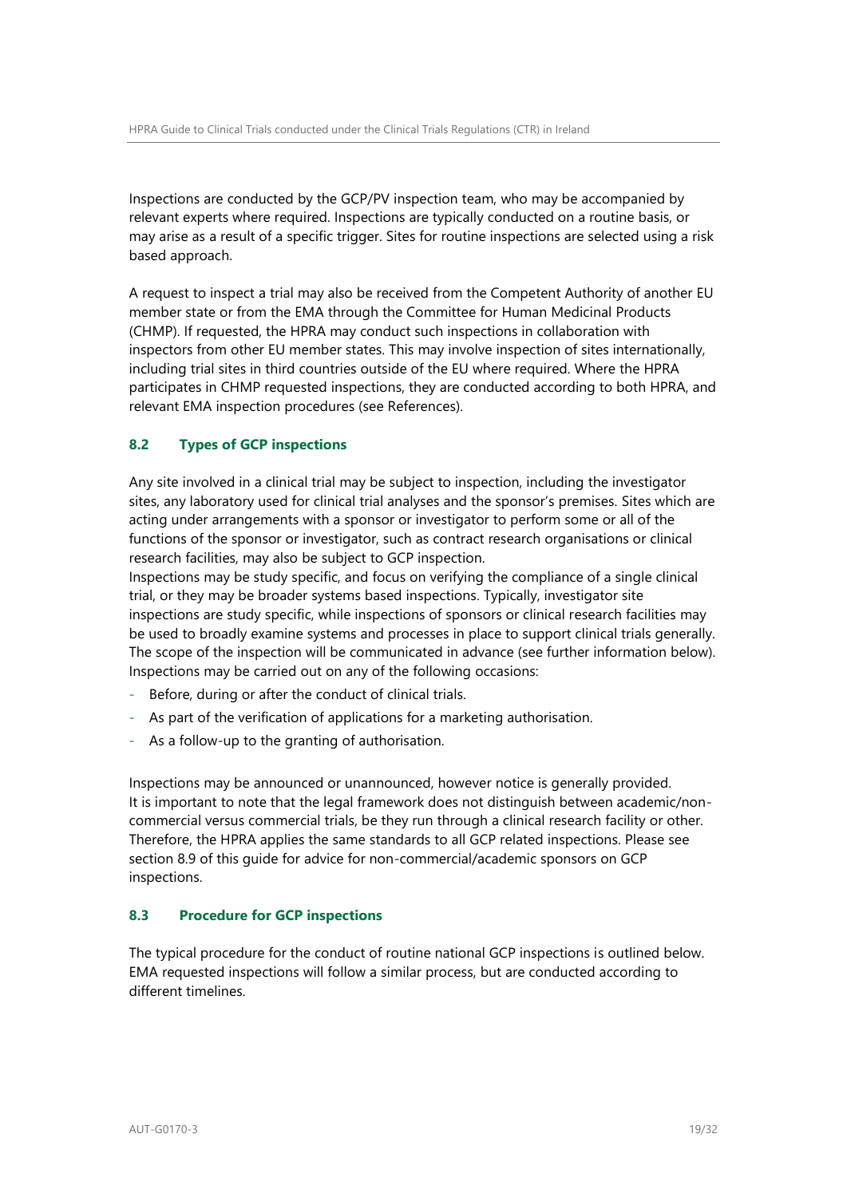Inspections are conducted by the GCP/PV inspection team, who may be accompanied by relevant experts where required. Inspections are typically conducted on a routine basis, or may arise as a result of a specific trigger. Sites for routine inspections are selected using a risk based approach.

A request to inspect a trial may also be received from the Competent Authority of another EU member state or from the EMA through the Committee for Human Medicinal Products (CHMP). If requested, the HPRA may conduct such inspections in collaboration with inspectors from other EU member states. This may involve inspection of sites internationally, including trial sites in third countries outside of the EU where required. Where the HPRA participates in CHMP requested inspections, they are conducted according to both HPRA, and relevant EMA inspection procedures (see References).

## 8.2 Types of GCP inspections

Any site involved in a clinical trial may be subject to inspection, including the investigator sites, any laboratory used for clinical trial analyses and the sponsor's premises. Sites which are acting under arrangements with a sponsor or investigator to perform some or all of the functions of the sponsor or investigator, such as contract research organisations or clinical research facilities, may also be subject to GCP inspection.
Inspections may be study specific, and focus on verifying the compliance of a single clinical trial, or they may be broader systems based inspections. Typically, investigator site inspections are study specific, while inspections of sponsors or clinical research facilities may be used to broadly examine systems and processes in place to support clinical trials generally. The scope of the inspection will be communicated in advance (see further information below).
Inspections may be carried out on any of the following occasions:

- Before, during or after the conduct of clinical trials.
- As part of the verification of applications for a marketing authorisation.
- As a follow-up to the granting of authorisation.

Inspections may be announced or unannounced, however notice is generally provided.
It is important to note that the legal framework does not distinguish between academic/non-commercial versus commercial trials, be they run through a clinical research facility or other. Therefore, the HPRA applies the same standards to all GCP related inspections. Please see section 8.9 of this guide for advice for non-commercial/academic sponsors on GCP inspections.

## 8.3 Procedure for GCP inspections

The typical procedure for the conduct of routine national GCP inspections is outlined below. EMA requested inspections will follow a similar process, but are conducted according to different timelines.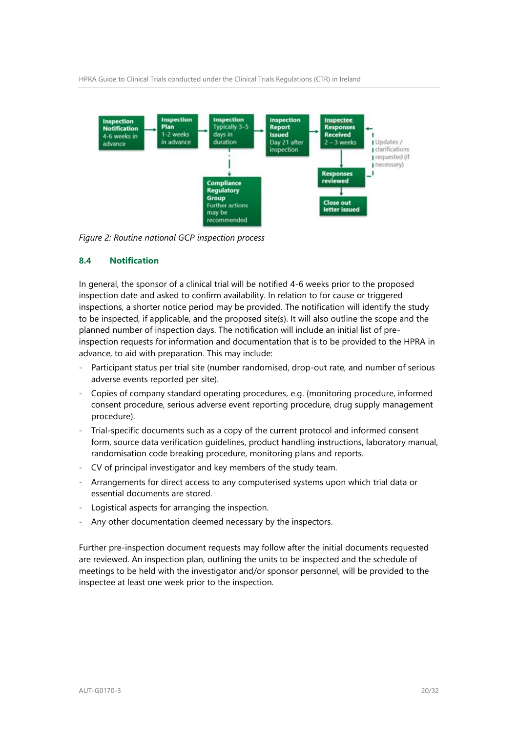Figure 2: Routine national GCP inspection process

### 8.4 Notification

In general, the sponsor of a clinical trial will be notified 4-6 weeks prior to the proposed inspection date and asked to confirm availability. In relation to for cause or triggered inspections, a shorter notice period may be provided. The notification will identify the study to be inspected, if applicable, and the proposed site(s). It will also outline the scope and the planned number of inspection days. The notification will include an initial list of pre-inspection requests for information and documentation that is to be provided to the HPRA in advance, to aid with preparation. This may include:

- Participant status per trial site (number randomised, drop-out rate, and number of serious adverse events reported per site).
- Copies of company standard operating procedures, e.g. (monitoring procedure, informed consent procedure, serious adverse event reporting procedure, drug supply management procedure).
- Trial-specific documents such as a copy of the current protocol and informed consent form, source data verification guidelines, product handling instructions, laboratory manual, randomisation code breaking procedure, monitoring plans and reports.
- CV of principal investigator and key members of the study team.
- Arrangements for direct access to any computerised systems upon which trial data or essential documents are stored.
- Logistical aspects for arranging the inspection.
- Any other documentation deemed necessary by the inspectors.

Further pre-inspection document requests may follow after the initial documents requested are reviewed. An inspection plan, outlining the units to be inspected and the schedule of meetings to be held with the investigator and/or sponsor personnel, will be provided to the inspectee at least one week prior to the inspection.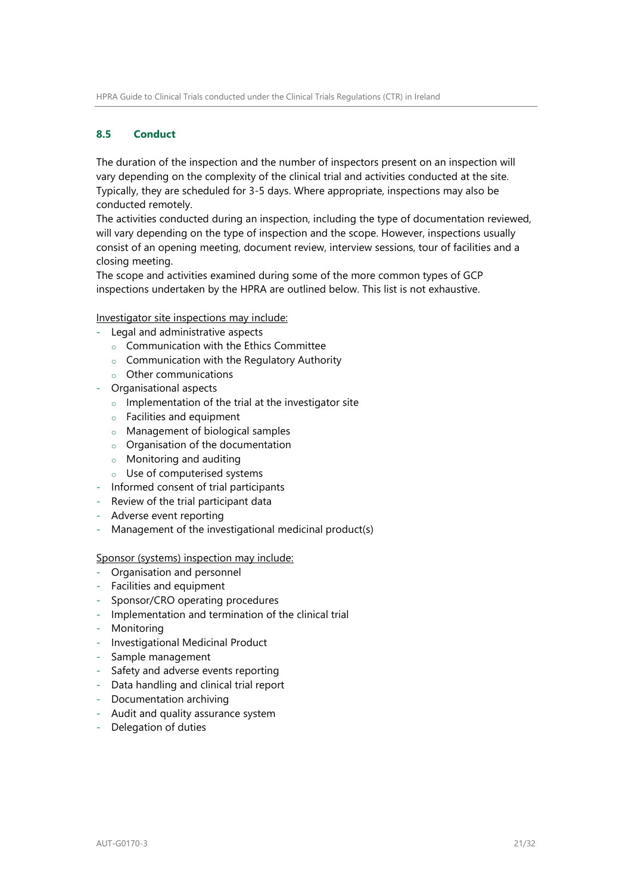### 8.5 Conduct

The duration of the inspection and the number of inspectors present on an inspection will vary depending on the complexity of the clinical trial and activities conducted at the site. Typically, they are scheduled for 3-5 days. Where appropriate, inspections may also be conducted remotely.

The activities conducted during an inspection, including the type of documentation reviewed, will vary depending on the type of inspection and the scope. However, inspections usually consist of an opening meeting, document review, interview sessions, tour of facilities and a closing meeting.

The scope and activities examined during some of the more common types of GCP inspections undertaken by the HPRA are outlined below. This list is not exhaustive.

<u>Investigator site inspections may include:</u>

- Legal and administrative aspects
  - Communication with the Ethics Committee
  - Communication with the Regulatory Authority
  - Other communications
- Organisational aspects
  - Implementation of the trial at the investigator site
  - Facilities and equipment
  - Management of biological samples
  - Organisation of the documentation
  - Monitoring and auditing
  - Use of computerised systems
- Informed consent of trial participants
- Review of the trial participant data
- Adverse event reporting
- Management of the investigational medicinal product(s)

<u>Sponsor (systems) inspection may include:</u>

- Organisation and personnel
- Facilities and equipment
- Sponsor/CRO operating procedures
- Implementation and termination of the clinical trial
- Monitoring
- Investigational Medicinal Product
- Sample management
- Safety and adverse events reporting
- Data handling and clinical trial report
- Documentation archiving
- Audit and quality assurance system
- Delegation of duties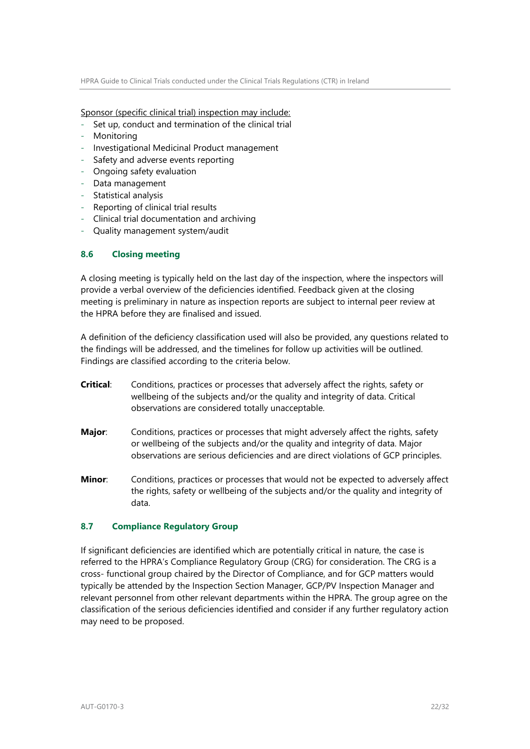<u>Sponsor (specific clinical trial) inspection may include:</u>

- Set up, conduct and termination of the clinical trial
- Monitoring
- Investigational Medicinal Product management
- Safety and adverse events reporting
- Ongoing safety evaluation
- Data management
- Statistical analysis
- Reporting of clinical trial results
- Clinical trial documentation and archiving
- Quality management system/audit

### 8.6 Closing meeting

A closing meeting is typically held on the last day of the inspection, where the inspectors will provide a verbal overview of the deficiencies identified. Feedback given at the closing meeting is preliminary in nature as inspection reports are subject to internal peer review at the HPRA before they are finalised and issued.

A definition of the deficiency classification used will also be provided, any questions related to the findings will be addressed, and the timelines for follow up activities will be outlined. Findings are classified according to the criteria below.

**Critical**: Conditions, practices or processes that adversely affect the rights, safety or wellbeing of the subjects and/or the quality and integrity of data. Critical observations are considered totally unacceptable.

**Major**: Conditions, practices or processes that might adversely affect the rights, safety or wellbeing of the subjects and/or the quality and integrity of data. Major observations are serious deficiencies and are direct violations of GCP principles.

**Minor**: Conditions, practices or processes that would not be expected to adversely affect the rights, safety or wellbeing of the subjects and/or the quality and integrity of data.

### 8.7 Compliance Regulatory Group

If significant deficiencies are identified which are potentially critical in nature, the case is referred to the HPRA's Compliance Regulatory Group (CRG) for consideration. The CRG is a cross- functional group chaired by the Director of Compliance, and for GCP matters would typically be attended by the Inspection Section Manager, GCP/PV Inspection Manager and relevant personnel from other relevant departments within the HPRA. The group agree on the classification of the serious deficiencies identified and consider if any further regulatory action may need to be proposed.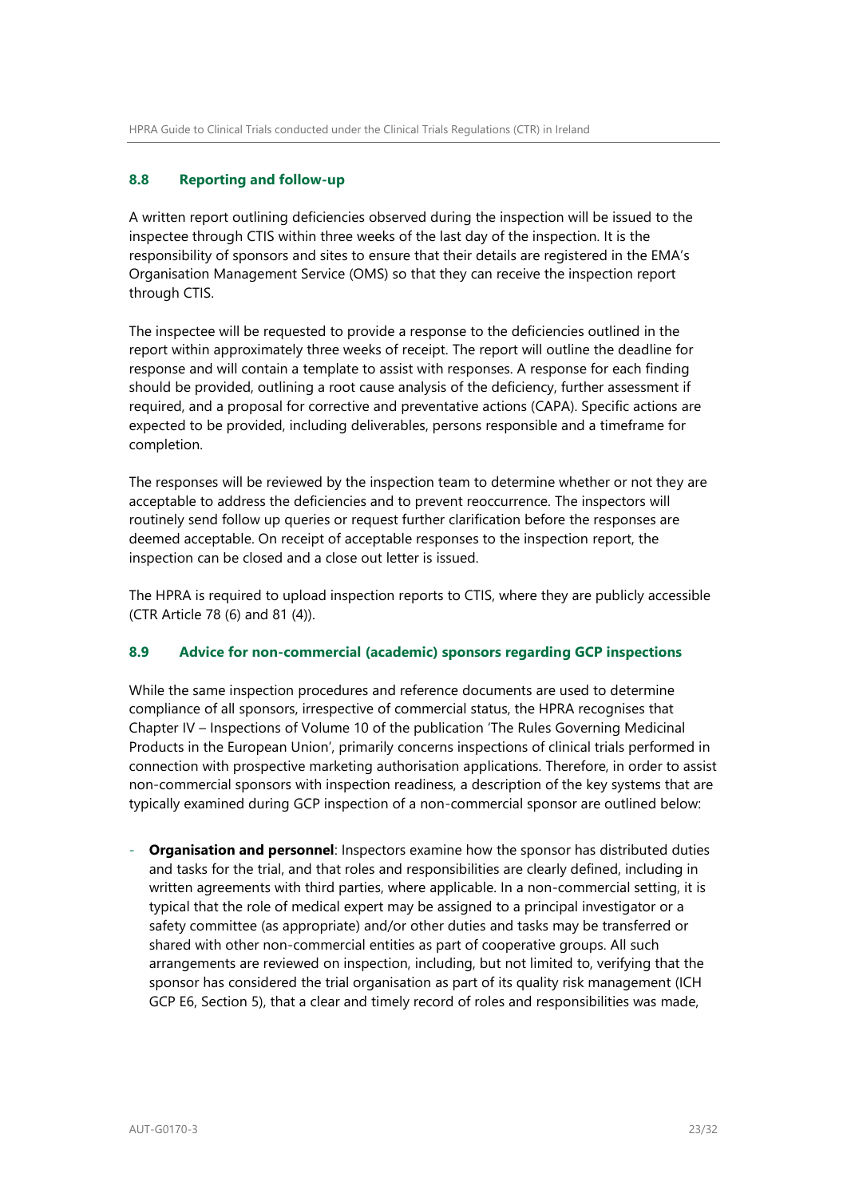## 8.8 Reporting and follow-up

A written report outlining deficiencies observed during the inspection will be issued to the inspectee through CTIS within three weeks of the last day of the inspection. It is the responsibility of sponsors and sites to ensure that their details are registered in the EMA's Organisation Management Service (OMS) so that they can receive the inspection report through CTIS.

The inspectee will be requested to provide a response to the deficiencies outlined in the report within approximately three weeks of receipt. The report will outline the deadline for response and will contain a template to assist with responses. A response for each finding should be provided, outlining a root cause analysis of the deficiency, further assessment if required, and a proposal for corrective and preventative actions (CAPA). Specific actions are expected to be provided, including deliverables, persons responsible and a timeframe for completion.

The responses will be reviewed by the inspection team to determine whether or not they are acceptable to address the deficiencies and to prevent reoccurrence. The inspectors will routinely send follow up queries or request further clarification before the responses are deemed acceptable. On receipt of acceptable responses to the inspection report, the inspection can be closed and a close out letter is issued.

The HPRA is required to upload inspection reports to CTIS, where they are publicly accessible (CTR Article 78 (6) and 81 (4)).

## 8.9 Advice for non-commercial (academic) sponsors regarding GCP inspections

While the same inspection procedures and reference documents are used to determine compliance of all sponsors, irrespective of commercial status, the HPRA recognises that Chapter IV – Inspections of Volume 10 of the publication 'The Rules Governing Medicinal Products in the European Union', primarily concerns inspections of clinical trials performed in connection with prospective marketing authorisation applications. Therefore, in order to assist non-commercial sponsors with inspection readiness, a description of the key systems that are typically examined during GCP inspection of a non-commercial sponsor are outlined below:

- **Organisation and personnel**: Inspectors examine how the sponsor has distributed duties and tasks for the trial, and that roles and responsibilities are clearly defined, including in written agreements with third parties, where applicable. In a non-commercial setting, it is typical that the role of medical expert may be assigned to a principal investigator or a safety committee (as appropriate) and/or other duties and tasks may be transferred or shared with other non-commercial entities as part of cooperative groups. All such arrangements are reviewed on inspection, including, but not limited to, verifying that the sponsor has considered the trial organisation as part of its quality risk management (ICH GCP E6, Section 5), that a clear and timely record of roles and responsibilities was made,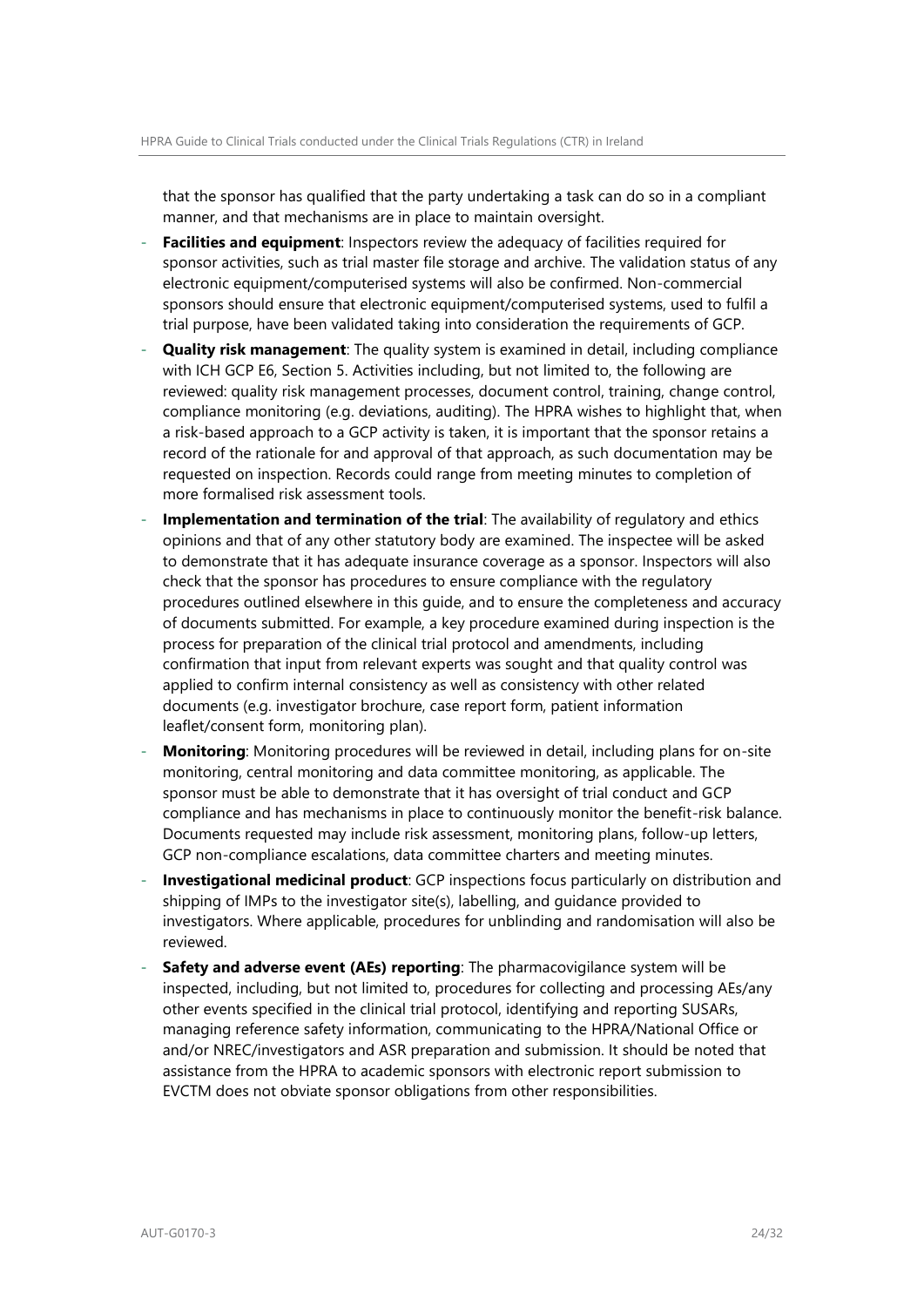that the sponsor has qualified that the party undertaking a task can do so in a compliant manner, and that mechanisms are in place to maintain oversight.

- **Facilities and equipment**: Inspectors review the adequacy of facilities required for sponsor activities, such as trial master file storage and archive. The validation status of any electronic equipment/computerised systems will also be confirmed. Non-commercial sponsors should ensure that electronic equipment/computerised systems, used to fulfil a trial purpose, have been validated taking into consideration the requirements of GCP.
- **Quality risk management**: The quality system is examined in detail, including compliance with ICH GCP E6, Section 5. Activities including, but not limited to, the following are reviewed: quality risk management processes, document control, training, change control, compliance monitoring (e.g. deviations, auditing). The HPRA wishes to highlight that, when a risk-based approach to a GCP activity is taken, it is important that the sponsor retains a record of the rationale for and approval of that approach, as such documentation may be requested on inspection. Records could range from meeting minutes to completion of more formalised risk assessment tools.
- **Implementation and termination of the trial**: The availability of regulatory and ethics opinions and that of any other statutory body are examined. The inspectee will be asked to demonstrate that it has adequate insurance coverage as a sponsor. Inspectors will also check that the sponsor has procedures to ensure compliance with the regulatory procedures outlined elsewhere in this guide, and to ensure the completeness and accuracy of documents submitted. For example, a key procedure examined during inspection is the process for preparation of the clinical trial protocol and amendments, including confirmation that input from relevant experts was sought and that quality control was applied to confirm internal consistency as well as consistency with other related documents (e.g. investigator brochure, case report form, patient information leaflet/consent form, monitoring plan).
- **Monitoring**: Monitoring procedures will be reviewed in detail, including plans for on-site monitoring, central monitoring and data committee monitoring, as applicable. The sponsor must be able to demonstrate that it has oversight of trial conduct and GCP compliance and has mechanisms in place to continuously monitor the benefit-risk balance. Documents requested may include risk assessment, monitoring plans, follow-up letters, GCP non-compliance escalations, data committee charters and meeting minutes.
- **Investigational medicinal product**: GCP inspections focus particularly on distribution and shipping of IMPs to the investigator site(s), labelling, and guidance provided to investigators. Where applicable, procedures for unblinding and randomisation will also be reviewed.
- **Safety and adverse event (AEs) reporting**: The pharmacovigilance system will be inspected, including, but not limited to, procedures for collecting and processing AEs/any other events specified in the clinical trial protocol, identifying and reporting SUSARs, managing reference safety information, communicating to the HPRA/National Office or and/or NREC/investigators and ASR preparation and submission. It should be noted that assistance from the HPRA to academic sponsors with electronic report submission to EVCTM does not obviate sponsor obligations from other responsibilities.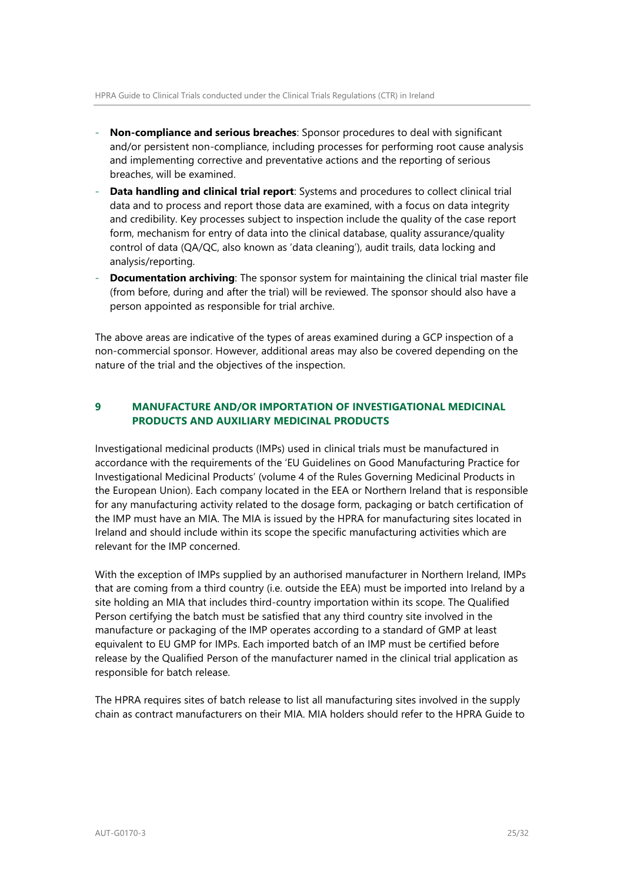- **Non-compliance and serious breaches**: Sponsor procedures to deal with significant and/or persistent non-compliance, including processes for performing root cause analysis and implementing corrective and preventative actions and the reporting of serious breaches, will be examined.
- **Data handling and clinical trial report**: Systems and procedures to collect clinical trial data and to process and report those data are examined, with a focus on data integrity and credibility. Key processes subject to inspection include the quality of the case report form, mechanism for entry of data into the clinical database, quality assurance/quality control of data (QA/QC, also known as 'data cleaning'), audit trails, data locking and analysis/reporting.
- **Documentation archiving**: The sponsor system for maintaining the clinical trial master file (from before, during and after the trial) will be reviewed. The sponsor should also have a person appointed as responsible for trial archive.

The above areas are indicative of the types of areas examined during a GCP inspection of a non-commercial sponsor. However, additional areas may also be covered depending on the nature of the trial and the objectives of the inspection.

## 9 MANUFACTURE AND/OR IMPORTATION OF INVESTIGATIONAL MEDICINAL PRODUCTS AND AUXILIARY MEDICINAL PRODUCTS

Investigational medicinal products (IMPs) used in clinical trials must be manufactured in accordance with the requirements of the 'EU Guidelines on Good Manufacturing Practice for Investigational Medicinal Products' (volume 4 of the Rules Governing Medicinal Products in the European Union). Each company located in the EEA or Northern Ireland that is responsible for any manufacturing activity related to the dosage form, packaging or batch certification of the IMP must have an MIA. The MIA is issued by the HPRA for manufacturing sites located in Ireland and should include within its scope the specific manufacturing activities which are relevant for the IMP concerned.

With the exception of IMPs supplied by an authorised manufacturer in Northern Ireland, IMPs that are coming from a third country (i.e. outside the EEA) must be imported into Ireland by a site holding an MIA that includes third-country importation within its scope. The Qualified Person certifying the batch must be satisfied that any third country site involved in the manufacture or packaging of the IMP operates according to a standard of GMP at least equivalent to EU GMP for IMPs. Each imported batch of an IMP must be certified before release by the Qualified Person of the manufacturer named in the clinical trial application as responsible for batch release.

The HPRA requires sites of batch release to list all manufacturing sites involved in the supply chain as contract manufacturers on their MIA. MIA holders should refer to the HPRA Guide to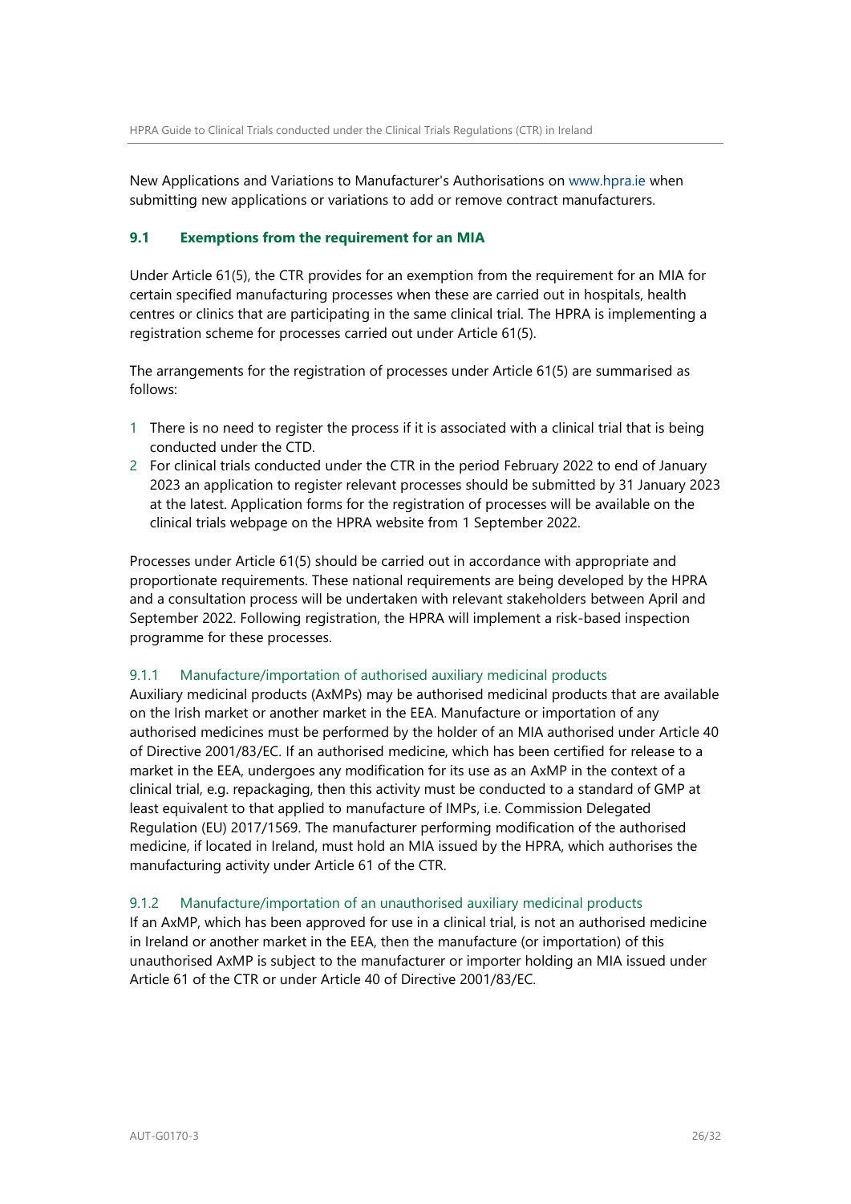New Applications and Variations to Manufacturer's Authorisations on www.hpra.ie when submitting new applications or variations to add or remove contract manufacturers.

## 9.1 Exemptions from the requirement for an MIA

Under Article 61(5), the CTR provides for an exemption from the requirement for an MIA for certain specified manufacturing processes when these are carried out in hospitals, health centres or clinics that are participating in the same clinical trial. The HPRA is implementing a registration scheme for processes carried out under Article 61(5).

The arrangements for the registration of processes under Article 61(5) are summarised as follows:

1. There is no need to register the process if it is associated with a clinical trial that is being conducted under the CTD.
2. For clinical trials conducted under the CTR in the period February 2022 to end of January 2023 an application to register relevant processes should be submitted by 31 January 2023 at the latest. Application forms for the registration of processes will be available on the clinical trials webpage on the HPRA website from 1 September 2022.

Processes under Article 61(5) should be carried out in accordance with appropriate and proportionate requirements. These national requirements are being developed by the HPRA and a consultation process will be undertaken with relevant stakeholders between April and September 2022. Following registration, the HPRA will implement a risk-based inspection programme for these processes.

### 9.1.1 Manufacture/importation of authorised auxiliary medicinal products

Auxiliary medicinal products (AxMPs) may be authorised medicinal products that are available on the Irish market or another market in the EEA. Manufacture or importation of any authorised medicines must be performed by the holder of an MIA authorised under Article 40 of Directive 2001/83/EC. If an authorised medicine, which has been certified for release to a market in the EEA, undergoes any modification for its use as an AxMP in the context of a clinical trial, e.g. repackaging, then this activity must be conducted to a standard of GMP at least equivalent to that applied to manufacture of IMPs, i.e. Commission Delegated Regulation (EU) 2017/1569. The manufacturer performing modification of the authorised medicine, if located in Ireland, must hold an MIA issued by the HPRA, which authorises the manufacturing activity under Article 61 of the CTR.

### 9.1.2 Manufacture/importation of an unauthorised auxiliary medicinal products

If an AxMP, which has been approved for use in a clinical trial, is not an authorised medicine in Ireland or another market in the EEA, then the manufacture (or importation) of this unauthorised AxMP is subject to the manufacturer or importer holding an MIA issued under Article 61 of the CTR or under Article 40 of Directive 2001/83/EC.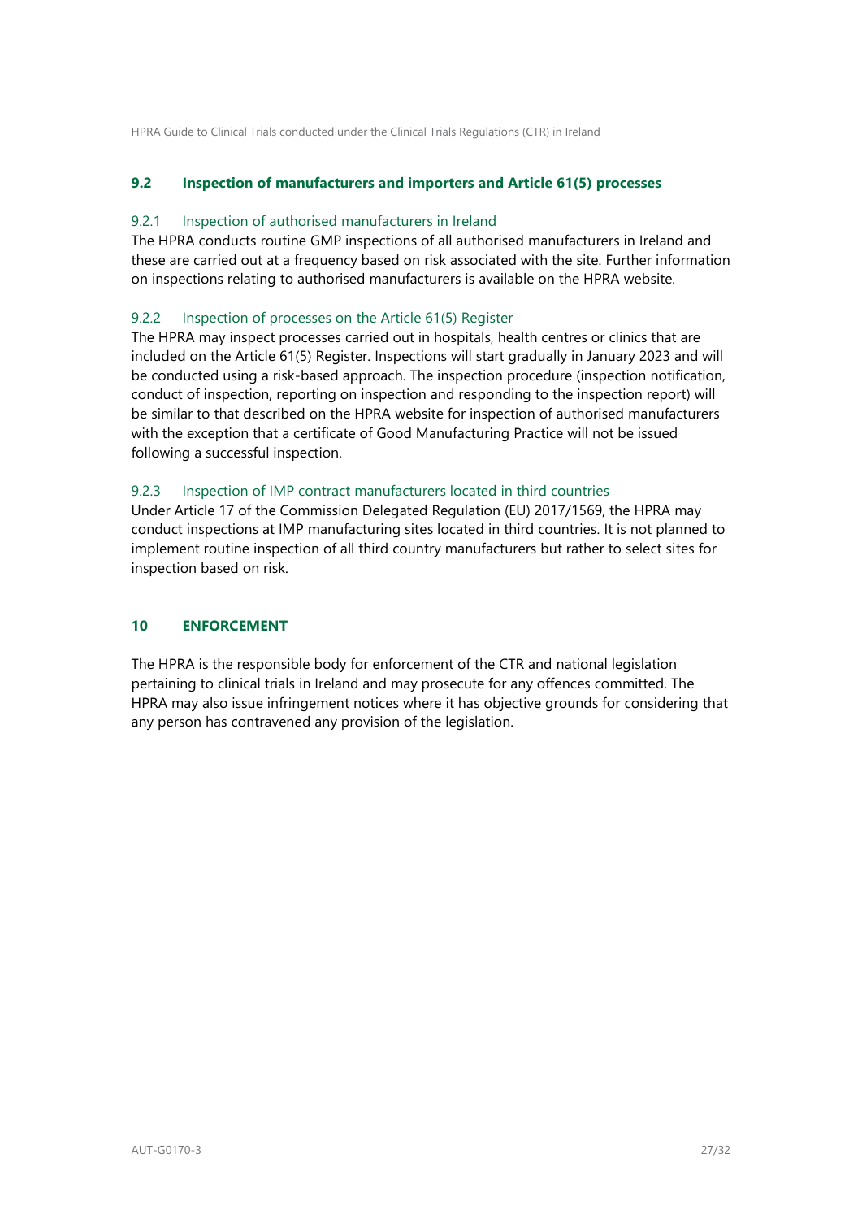## 9.2 Inspection of manufacturers and importers and Article 61(5) processes

### 9.2.1 Inspection of authorised manufacturers in Ireland

The HPRA conducts routine GMP inspections of all authorised manufacturers in Ireland and these are carried out at a frequency based on risk associated with the site. Further information on inspections relating to authorised manufacturers is available on the HPRA website.

### 9.2.2 Inspection of processes on the Article 61(5) Register

The HPRA may inspect processes carried out in hospitals, health centres or clinics that are included on the Article 61(5) Register. Inspections will start gradually in January 2023 and will be conducted using a risk-based approach. The inspection procedure (inspection notification, conduct of inspection, reporting on inspection and responding to the inspection report) will be similar to that described on the HPRA website for inspection of authorised manufacturers with the exception that a certificate of Good Manufacturing Practice will not be issued following a successful inspection.

### 9.2.3 Inspection of IMP contract manufacturers located in third countries

Under Article 17 of the Commission Delegated Regulation (EU) 2017/1569, the HPRA may conduct inspections at IMP manufacturing sites located in third countries. It is not planned to implement routine inspection of all third country manufacturers but rather to select sites for inspection based on risk.

# 10 ENFORCEMENT

The HPRA is the responsible body for enforcement of the CTR and national legislation pertaining to clinical trials in Ireland and may prosecute for any offences committed. The HPRA may also issue infringement notices where it has objective grounds for considering that any person has contravened any provision of the legislation.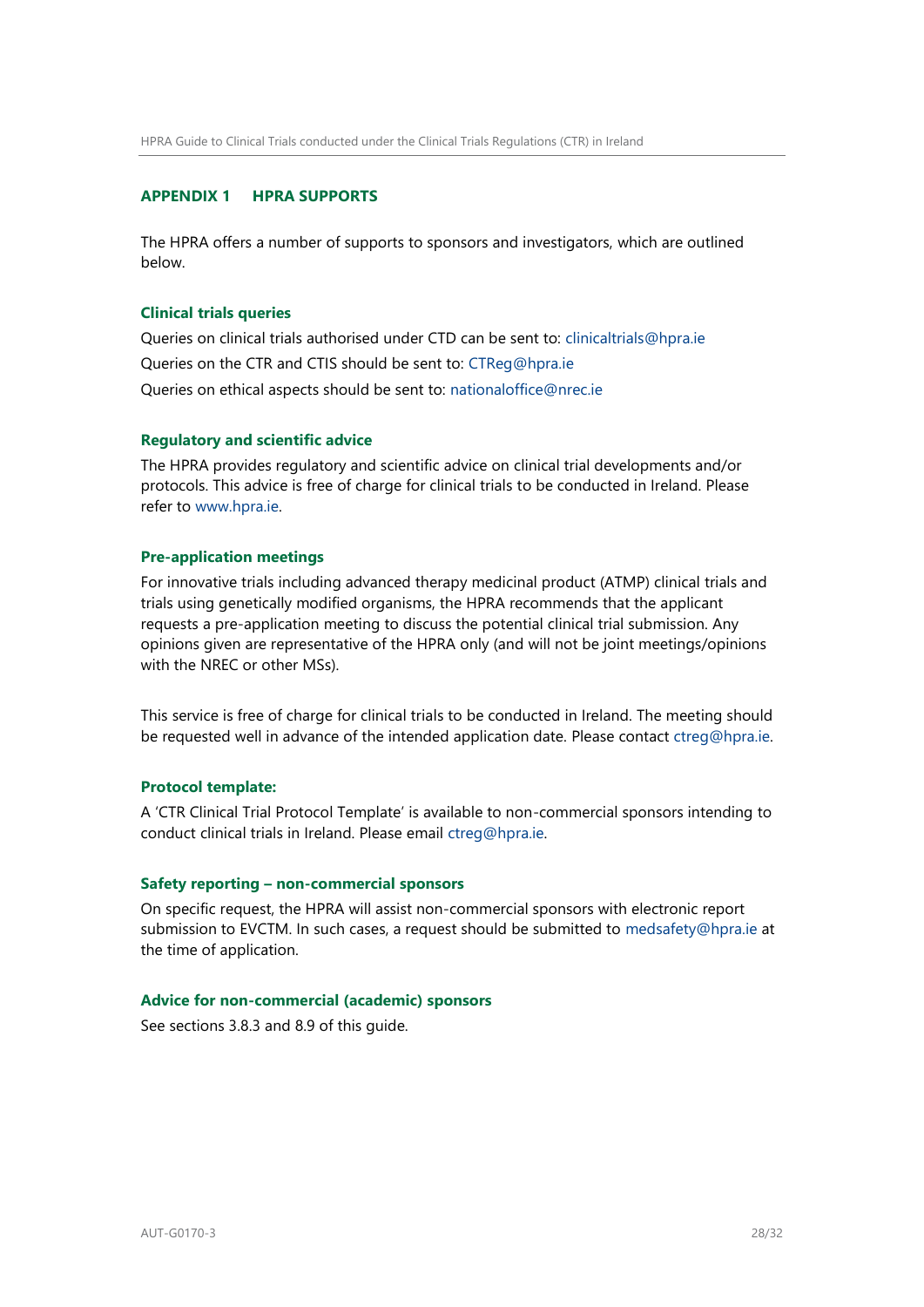## APPENDIX 1 HPRA SUPPORTS

The HPRA offers a number of supports to sponsors and investigators, which are outlined below.

### Clinical trials queries

Queries on clinical trials authorised under CTD can be sent to: clinicaltrials@hpra.ie

Queries on the CTR and CTIS should be sent to: CTReg@hpra.ie

Queries on ethical aspects should be sent to: nationaloffice@nrec.ie

### Regulatory and scientific advice

The HPRA provides regulatory and scientific advice on clinical trial developments and/or protocols. This advice is free of charge for clinical trials to be conducted in Ireland. Please refer to www.hpra.ie.

### Pre-application meetings

For innovative trials including advanced therapy medicinal product (ATMP) clinical trials and trials using genetically modified organisms, the HPRA recommends that the applicant requests a pre-application meeting to discuss the potential clinical trial submission. Any opinions given are representative of the HPRA only (and will not be joint meetings/opinions with the NREC or other MSs).

This service is free of charge for clinical trials to be conducted in Ireland. The meeting should be requested well in advance of the intended application date. Please contact ctreg@hpra.ie.

### Protocol template:

A 'CTR Clinical Trial Protocol Template' is available to non-commercial sponsors intending to conduct clinical trials in Ireland. Please email ctreg@hpra.ie.

### Safety reporting – non-commercial sponsors

On specific request, the HPRA will assist non-commercial sponsors with electronic report submission to EVCTM. In such cases, a request should be submitted to medsafety@hpra.ie at the time of application.

### Advice for non-commercial (academic) sponsors

See sections 3.8.3 and 8.9 of this guide.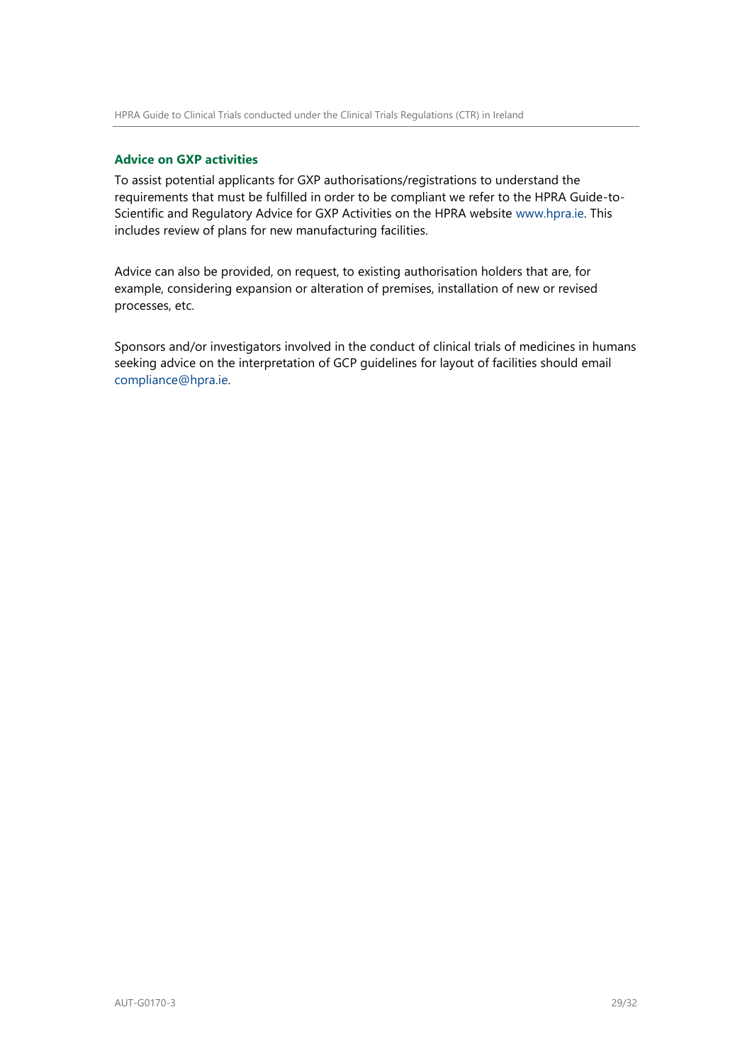### Advice on GXP activities

To assist potential applicants for GXP authorisations/registrations to understand the requirements that must be fulfilled in order to be compliant we refer to the HPRA Guide-to-Scientific and Regulatory Advice for GXP Activities on the HPRA website www.hpra.ie. This includes review of plans for new manufacturing facilities.

Advice can also be provided, on request, to existing authorisation holders that are, for example, considering expansion or alteration of premises, installation of new or revised processes, etc.

Sponsors and/or investigators involved in the conduct of clinical trials of medicines in humans seeking advice on the interpretation of GCP guidelines for layout of facilities should email compliance@hpra.ie.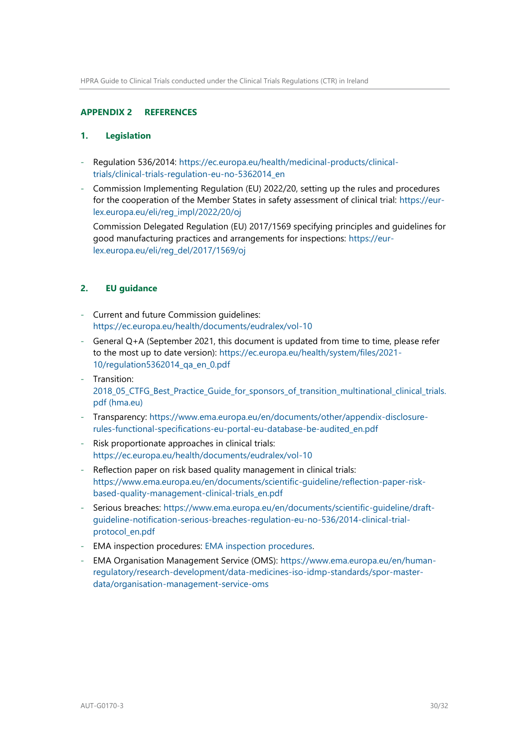## APPENDIX 2 REFERENCES

### 1. Legislation

- Regulation 536/2014: https://ec.europa.eu/health/medicinal-products/clinical-trials/clinical-trials-regulation-eu-no-5362014_en
- Commission Implementing Regulation (EU) 2022/20, setting up the rules and procedures for the cooperation of the Member States in safety assessment of clinical trial: https://eur-lex.europa.eu/eli/reg_impl/2022/20/oj

  Commission Delegated Regulation (EU) 2017/1569 specifying principles and guidelines for good manufacturing practices and arrangements for inspections: https://eur-lex.europa.eu/eli/reg_del/2017/1569/oj

### 2. EU guidance

- Current and future Commission guidelines: https://ec.europa.eu/health/documents/eudralex/vol-10
- General Q+A (September 2021, this document is updated from time to time, please refer to the most up to date version): https://ec.europa.eu/health/system/files/2021-10/regulation5362014_qa_en_0.pdf
- Transition: 2018_05_CTFG_Best_Practice_Guide_for_sponsors_of_transition_multinational_clinical_trials.pdf (hma.eu)
- Transparency: https://www.ema.europa.eu/en/documents/other/appendix-disclosure-rules-functional-specifications-eu-portal-eu-database-be-audited_en.pdf
- Risk proportionate approaches in clinical trials: https://ec.europa.eu/health/documents/eudralex/vol-10
- Reflection paper on risk based quality management in clinical trials: https://www.ema.europa.eu/en/documents/scientific-guideline/reflection-paper-risk-based-quality-management-clinical-trials_en.pdf
- Serious breaches: https://www.ema.europa.eu/en/documents/scientific-guideline/draft-guideline-notification-serious-breaches-regulation-eu-no-536/2014-clinical-trial-protocol_en.pdf
- EMA inspection procedures: EMA inspection procedures.
- EMA Organisation Management Service (OMS): https://www.ema.europa.eu/en/human-regulatory/research-development/data-medicines-iso-idmp-standards/spor-master-data/organisation-management-service-oms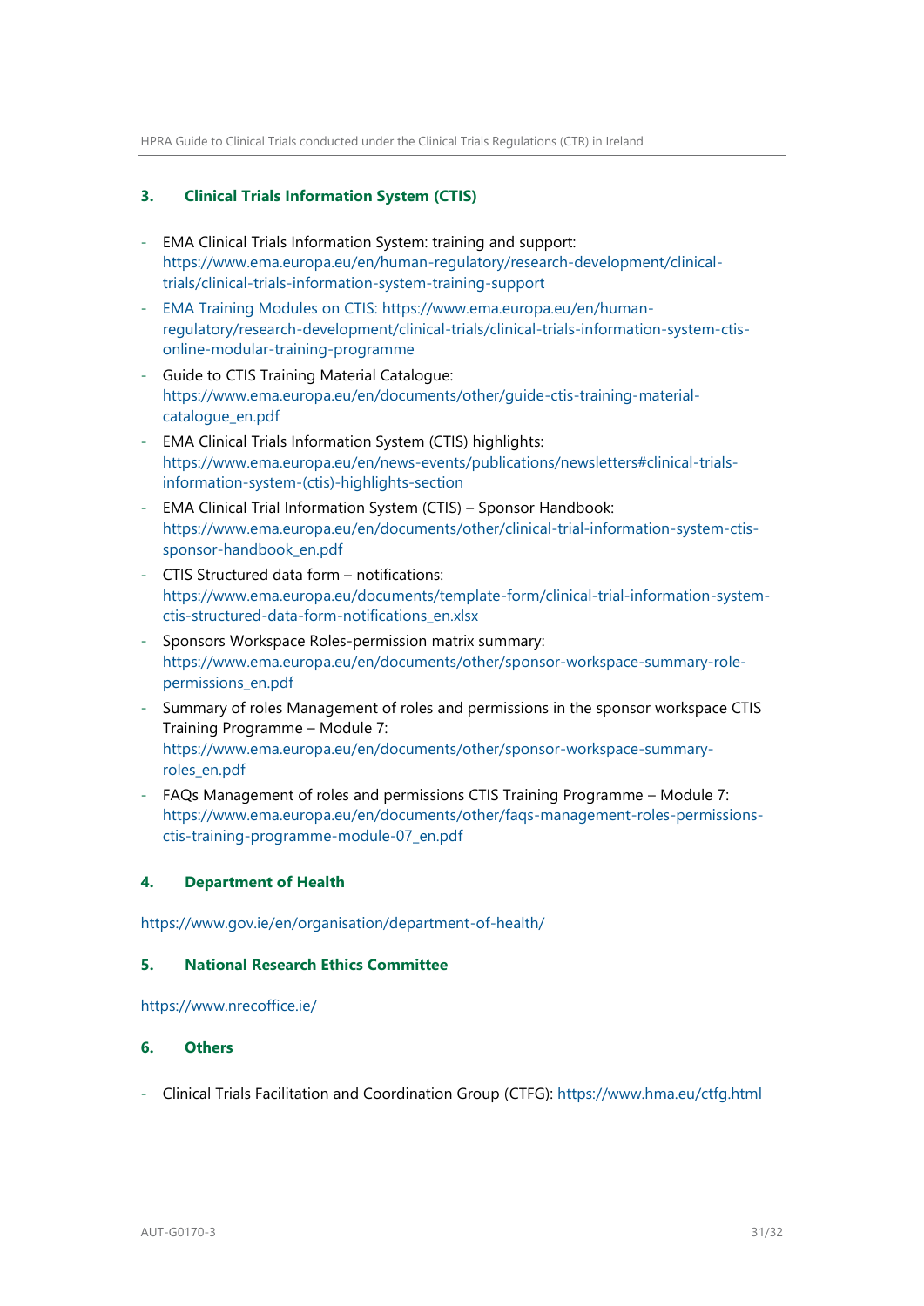## 3. Clinical Trials Information System (CTIS)

- EMA Clinical Trials Information System: training and support: https://www.ema.europa.eu/en/human-regulatory/research-development/clinical-trials/clinical-trials-information-system-training-support
- EMA Training Modules on CTIS: https://www.ema.europa.eu/en/human-regulatory/research-development/clinical-trials/clinical-trials-information-system-ctis-online-modular-training-programme
- Guide to CTIS Training Material Catalogue: https://www.ema.europa.eu/en/documents/other/guide-ctis-training-material-catalogue_en.pdf
- EMA Clinical Trials Information System (CTIS) highlights: https://www.ema.europa.eu/en/news-events/publications/newsletters#clinical-trials-information-system-(ctis)-highlights-section
- EMA Clinical Trial Information System (CTIS) – Sponsor Handbook: https://www.ema.europa.eu/en/documents/other/clinical-trial-information-system-ctis-sponsor-handbook_en.pdf
- CTIS Structured data form – notifications: https://www.ema.europa.eu/documents/template-form/clinical-trial-information-system-ctis-structured-data-form-notifications_en.xlsx
- Sponsors Workspace Roles-permission matrix summary: https://www.ema.europa.eu/en/documents/other/sponsor-workspace-summary-role-permissions_en.pdf
- Summary of roles Management of roles and permissions in the sponsor workspace CTIS Training Programme – Module 7: https://www.ema.europa.eu/en/documents/other/sponsor-workspace-summary-roles_en.pdf
- FAQs Management of roles and permissions CTIS Training Programme – Module 7: https://www.ema.europa.eu/en/documents/other/faqs-management-roles-permissions-ctis-training-programme-module-07_en.pdf

## 4. Department of Health

https://www.gov.ie/en/organisation/department-of-health/

## 5. National Research Ethics Committee

https://www.nrecoffice.ie/

## 6. Others

- Clinical Trials Facilitation and Coordination Group (CTFG): https://www.hma.eu/ctfg.html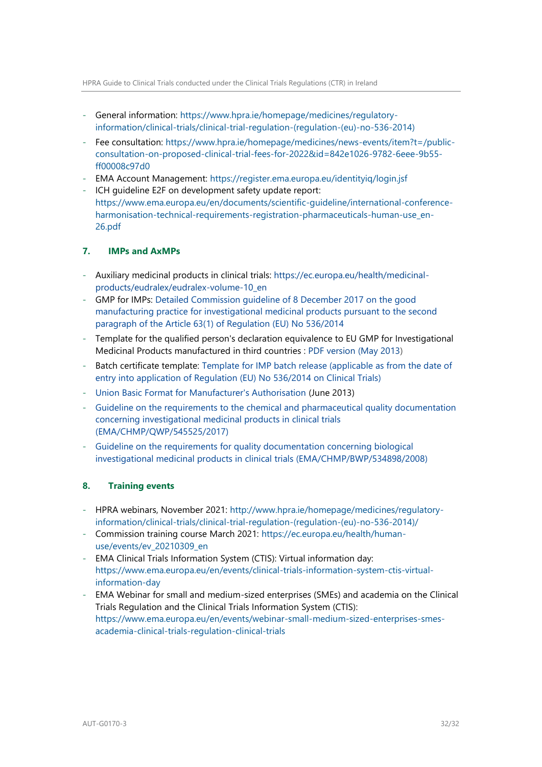- General information: https://www.hpra.ie/homepage/medicines/regulatory-information/clinical-trials/clinical-trial-regulation-(regulation-(eu)-no-536-2014)
- Fee consultation: https://www.hpra.ie/homepage/medicines/news-events/item?t=/public-consultation-on-proposed-clinical-trial-fees-for-2022&id=842e1026-9782-6eee-9b55-ff00008c97d0
- EMA Account Management: https://register.ema.europa.eu/identityiq/login.jsf
- ICH guideline E2F on development safety update report: https://www.ema.europa.eu/en/documents/scientific-guideline/international-conference-harmonisation-technical-requirements-registration-pharmaceuticals-human-use_en-26.pdf

## 7. IMPs and AxMPs

- Auxiliary medicinal products in clinical trials: https://ec.europa.eu/health/medicinal-products/eudralex/eudralex-volume-10_en
- GMP for IMPs: Detailed Commission guideline of 8 December 2017 on the good manufacturing practice for investigational medicinal products pursuant to the second paragraph of the Article 63(1) of Regulation (EU) No 536/2014
- Template for the qualified person's declaration equivalence to EU GMP for Investigational Medicinal Products manufactured in third countries : PDF version (May 2013)
- Batch certificate template: Template for IMP batch release (applicable as from the date of entry into application of Regulation (EU) No 536/2014 on Clinical Trials)
- Union Basic Format for Manufacturer's Authorisation (June 2013)
- Guideline on the requirements to the chemical and pharmaceutical quality documentation concerning investigational medicinal products in clinical trials (EMA/CHMP/QWP/545525/2017)
- Guideline on the requirements for quality documentation concerning biological investigational medicinal products in clinical trials (EMA/CHMP/BWP/534898/2008)

## 8. Training events

- HPRA webinars, November 2021: http://www.hpra.ie/homepage/medicines/regulatory-information/clinical-trials/clinical-trial-regulation-(regulation-(eu)-no-536-2014)/
- Commission training course March 2021: https://ec.europa.eu/health/human-use/events/ev_20210309_en
- EMA Clinical Trials Information System (CTIS): Virtual information day: https://www.ema.europa.eu/en/events/clinical-trials-information-system-ctis-virtual-information-day
- EMA Webinar for small and medium-sized enterprises (SMEs) and academia on the Clinical Trials Regulation and the Clinical Trials Information System (CTIS): https://www.ema.europa.eu/en/events/webinar-small-medium-sized-enterprises-smes-academia-clinical-trials-regulation-clinical-trials